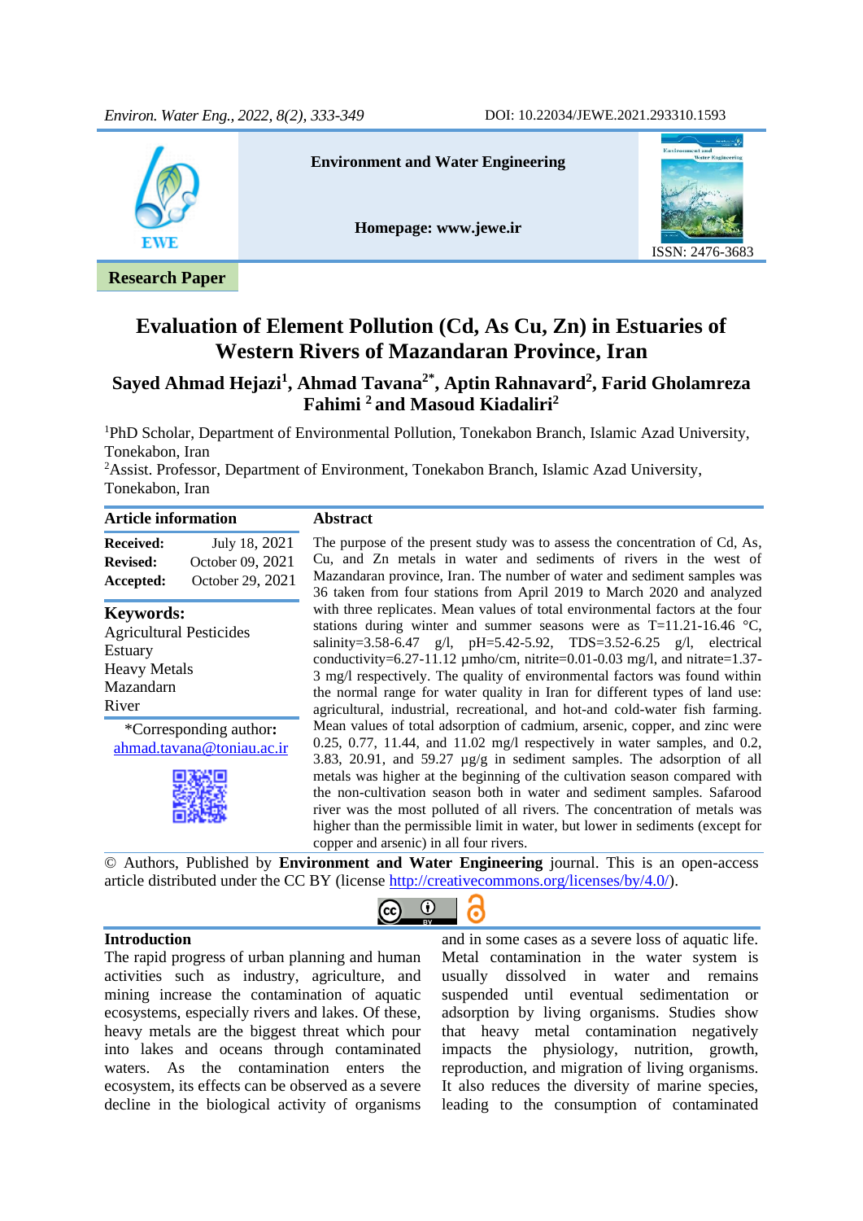Environment and Water Engineering

Homepage: www.jewe.ir

ISSN: 2476-3683

DOI: 10.22034/JEWE.2021.293310.1593

**Research Paper**

# Evaluation of Element Pollution (Cd, As Cu, Zn) in Estuaries of Western Rivers of Mazandaran Province, Iran

**Sayed Ahmad Hejazi[1], Ahmad Tavana[2*], Aptin Rahnavard[2], Farid Gholamreza Fahimi [2] and Masoud Kiadaliri[2]**

[1]PhD Scholar, Department of Environmental Pollution, Tonekabon Branch, Islamic Azad University, Tonekabon, Iran

[2]Assist. Professor, Department of Environment, Tonekabon Branch, Islamic Azad University, Tonekabon, Iran

**Article information**

| | |
|---|---|
| **Received:** | July 18, 2021 |
| **Revised:** | October 09, 2021 |
| **Accepted:** | October 29, 2021 |

**Keywords:**
Agricultural Pesticides
Estuary
Heavy Metals
Mazandarn
River

*Corresponding author: ahmad.tavana@toniau.ac.ir

## Abstract

The purpose of the present study was to assess the concentration of Cd, As, Cu, and Zn metals in water and sediments of rivers in the west of Mazandaran province, Iran. The number of water and sediment samples was 36 taken from four stations from April 2019 to March 2020 and analyzed with three replicates. Mean values of total environmental factors at the four stations during winter and summer seasons were as T=11.21-16.46 °C, salinity=3.58-6.47 g/l, pH=5.42-5.92, TDS=3.52-6.25 g/l, electrical conductivity=6.27-11.12 µmho/cm, nitrite=0.01-0.03 mg/l, and nitrate=1.37-3 mg/l respectively. The quality of environmental factors was found within the normal range for water quality in Iran for different types of land use: agricultural, industrial, recreational, and hot-and cold-water fish farming. Mean values of total adsorption of cadmium, arsenic, copper, and zinc were 0.25, 0.77, 11.44, and 11.02 mg/l respectively in water samples, and 0.2, 3.83, 20.91, and 59.27 µg/g in sediment samples. The adsorption of all metals was higher at the beginning of the cultivation season compared with the non-cultivation season both in water and sediment samples. Safarood river was the most polluted of all rivers. The concentration of metals was higher than the permissible limit in water, but lower in sediments (except for copper and arsenic) in all four rivers.

© Authors, Published by **Environment and Water Engineering** journal. This is an open-access article distributed under the CC BY (license http://creativecommons.org/licenses/by/4.0/).

## Introduction

The rapid progress of urban planning and human activities such as industry, agriculture, and mining increase the contamination of aquatic ecosystems, especially rivers and lakes. Of these, heavy metals are the biggest threat which pour into lakes and oceans through contaminated waters. As the contamination enters the ecosystem, its effects can be observed as a severe decline in the biological activity of organisms and in some cases as a severe loss of aquatic life. Metal contamination in the water system is usually dissolved in water and remains suspended until eventual sedimentation or adsorption by living organisms. Studies show that heavy metal contamination negatively impacts the physiology, nutrition, growth, reproduction, and migration of living organisms. It also reduces the diversity of marine species, leading to the consumption of contaminated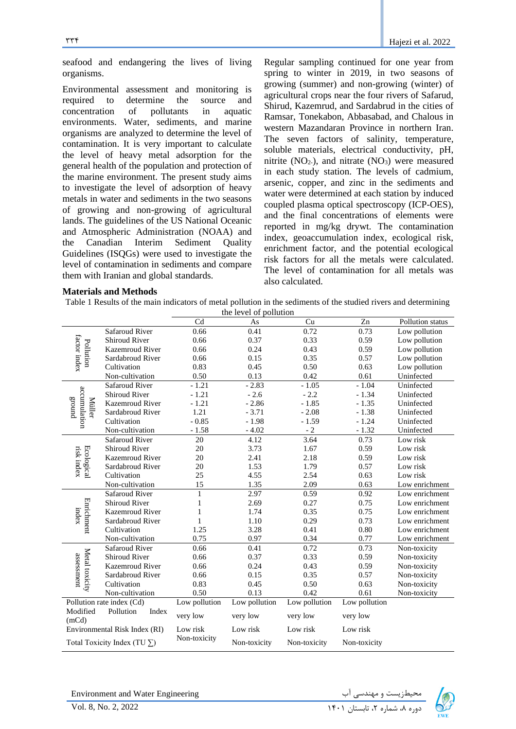seafood and endangering the lives of living organisms.

Environmental assessment and monitoring is required to determine the source and concentration of pollutants in aquatic environments. Water, sediments, and marine organisms are analyzed to determine the level of contamination. It is very important to calculate the level of heavy metal adsorption for the general health of the population and protection of the marine environment. The present study aims to investigate the level of adsorption of heavy metals in water and sediments in the two seasons of growing and non-growing of agricultural lands. The guidelines of the US National Oceanic and Atmospheric Administration (NOAA) and the Canadian Interim Sediment Quality Guidelines (ISQGs) were used to investigate the level of contamination in sediments and compare them with Iranian and global standards.

Regular sampling continued for one year from spring to winter in 2019, in two seasons of growing (summer) and non-growing (winter) of agricultural crops near the four rivers of Safarud, Shirud, Kazemrud, and Sardabrud in the cities of Ramsar, Tonekabon, Abbasabad, and Chalous in western Mazandaran Province in northern Iran. The seven factors of salinity, temperature, soluble materials, electrical conductivity, pH, nitrite ($NO_{2-}$), and nitrate ($NO_3$) were measured in each study station. The levels of cadmium, arsenic, copper, and zinc in the sediments and water were determined at each station by induced coupled plasma optical spectroscopy (ICP-OES), and the final concentrations of elements were reported in mg/kg drywt. The contamination index, geoaccumulation index, ecological risk, enrichment factor, and the potential ecological risk factors for all the metals were calculated. The level of contamination for all metals was also calculated.

## Materials and Methods

Table 1 Results of the main indicators of metal pollution in the sediments of the studied rivers and determining the level of pollution

| | | Cd | As | Cu | Zn | Pollution status |
|---|---|---|---|---|---|---|
| Pollution factor index | Safaroud River | 0.66 | 0.41 | 0.72 | 0.73 | Low pollution |
| | Shiroud River | 0.66 | 0.37 | 0.33 | 0.59 | Low pollution |
| | Kazemroud River | 0.66 | 0.24 | 0.43 | 0.59 | Low pollution |
| | Sardabroud River | 0.66 | 0.15 | 0.35 | 0.57 | Low pollution |
| | Cultivation | 0.83 | 0.45 | 0.50 | 0.63 | Low pollution |
| | Non-cultivation | 0.50 | 0.13 | 0.42 | 0.61 | Uninfected |
| Müller accumulation ground | Safaroud River | - 1.21 | - 2.83 | - 1.05 | - 1.04 | Uninfected |
| | Shiroud River | - 1.21 | - 2.6 | - 2.2 | - 1.34 | Uninfected |
| | Kazemroud River | - 1.21 | - 2.86 | - 1.85 | - 1.35 | Uninfected |
| | Sardabroud River | 1.21 | - 3.71 | - 2.08 | - 1.38 | Uninfected |
| | Cultivation | - 0.85 | - 1.98 | - 1.59 | - 1.24 | Uninfected |
| | Non-cultivation | - 1.58 | - 4.02 | - 2 | - 1.32 | Uninfected |
| Ecological risk index | Safaroud River | 20 | 4.12 | 3.64 | 0.73 | Low risk |
| | Shiroud River | 20 | 3.73 | 1.67 | 0.59 | Low risk |
| | Kazemroud River | 20 | 2.41 | 2.18 | 0.59 | Low risk |
| | Sardabroud River | 20 | 1.53 | 1.79 | 0.57 | Low risk |
| | Cultivation | 25 | 4.55 | 2.54 | 0.63 | Low risk |
| | Non-cultivation | 15 | 1.35 | 2.09 | 0.63 | Low enrichment |
| Enrichment index | Safaroud River | 1 | 2.97 | 0.59 | 0.92 | Low enrichment |
| | Shiroud River | 1 | 2.69 | 0.27 | 0.75 | Low enrichment |
| | Kazemroud River | 1 | 1.74 | 0.35 | 0.75 | Low enrichment |
| | Sardabroud River | 1 | 1.10 | 0.29 | 0.73 | Low enrichment |
| | Cultivation | 1.25 | 3.28 | 0.41 | 0.80 | Low enrichment |
| | Non-cultivation | 0.75 | 0.97 | 0.34 | 0.77 | Low enrichment |
| Metal toxicity assessment | Safaroud River | 0.66 | 0.41 | 0.72 | 0.73 | Non-toxicity |
| | Shiroud River | 0.66 | 0.37 | 0.33 | 0.59 | Non-toxicity |
| | Kazemroud River | 0.66 | 0.24 | 0.43 | 0.59 | Non-toxicity |
| | Sardabroud River | 0.66 | 0.15 | 0.35 | 0.57 | Non-toxicity |
| | Cultivation | 0.83 | 0.45 | 0.50 | 0.63 | Non-toxicity |
| | Non-cultivation | 0.50 | 0.13 | 0.42 | 0.61 | Non-toxicity |
| Pollution rate index (Cd) | | Low pollution | Low pollution | Low pollution | Low pollution | |
| Modified Pollution Index (mCd) | | very low | very low | very low | very low | |
| Environmental Risk Index (RI) | | Low risk | Low risk | Low risk | Low risk | |
| Total Toxicity Index (TU ∑) | | Non-toxicity | Non-toxicity | Non-toxicity | Non-toxicity | |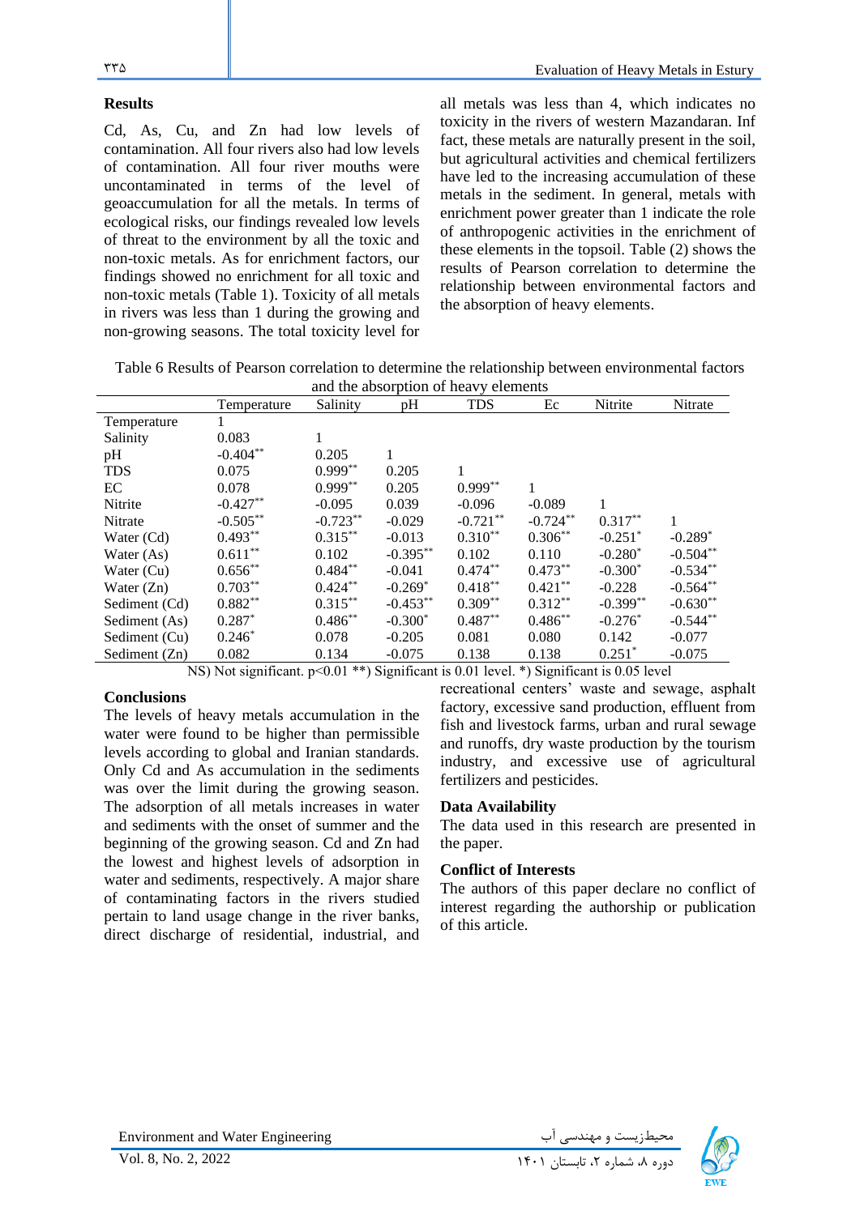## Results

Cd, As, Cu, and Zn had low levels of contamination. All four rivers also had low levels of contamination. All four river mouths were uncontaminated in terms of the level of geoaccumulation for all the metals. In terms of ecological risks, our findings revealed low levels of threat to the environment by all the toxic and non-toxic metals. As for enrichment factors, our findings showed no enrichment for all toxic and non-toxic metals (Table 1). Toxicity of all metals in rivers was less than 1 during the growing and non-growing seasons. The total toxicity level for all metals was less than 4, which indicates no toxicity in the rivers of western Mazandaran. Inf fact, these metals are naturally present in the soil, but agricultural activities and chemical fertilizers have led to the increasing accumulation of these metals in the sediment. In general, metals with enrichment power greater than 1 indicate the role of anthropogenic activities in the enrichment of these elements in the topsoil. Table (2) shows the results of Pearson correlation to determine the relationship between environmental factors and the absorption of heavy elements.

Table 6 Results of Pearson correlation to determine the relationship between environmental factors and the absorption of heavy elements

| | Temperature | Salinity | pH | TDS | Ec | Nitrite | Nitrate |
|---|---|---|---|---|---|---|---|
| Temperature | 1 | | | | | | |
| Salinity | 0.083 | 1 | | | | | |
| pH | -0.404** | 0.205 | 1 | | | | |
| TDS | 0.075 | 0.999** | 0.205 | 1 | | | |
| EC | 0.078 | 0.999** | 0.205 | 0.999** | 1 | | |
| Nitrite | -0.427** | -0.095 | 0.039 | -0.096 | -0.089 | 1 | |
| Nitrate | -0.505** | -0.723** | -0.029 | -0.721** | -0.724** | 0.317** | 1 |
| Water (Cd) | 0.493** | 0.315** | -0.013 | 0.310** | 0.306** | -0.251* | -0.289* |
| Water (As) | 0.611** | 0.102 | -0.395** | 0.102 | 0.110 | -0.280* | -0.504** |
| Water (Cu) | 0.656** | 0.484** | -0.041 | 0.474** | 0.473** | -0.300* | -0.534** |
| Water (Zn) | 0.703** | 0.424** | -0.269* | 0.418** | 0.421** | -0.228 | -0.564** |
| Sediment (Cd) | 0.882** | 0.315** | -0.453** | 0.309** | 0.312** | -0.399** | -0.630** |
| Sediment (As) | 0.287* | 0.486** | -0.300* | 0.487** | 0.486** | -0.276* | -0.544** |
| Sediment (Cu) | 0.246* | 0.078 | -0.205 | 0.081 | 0.080 | 0.142 | -0.077 |
| Sediment (Zn) | 0.082 | 0.134 | -0.075 | 0.138 | 0.138 | 0.251* | -0.075 |

NS) Not significant. p<0.01 **) Significant is 0.01 level. *) Significant is 0.05 level

## Conclusions

The levels of heavy metals accumulation in the water were found to be higher than permissible levels according to global and Iranian standards. Only Cd and As accumulation in the sediments was over the limit during the growing season. The adsorption of all metals increases in water and sediments with the onset of summer and the beginning of the growing season. Cd and Zn had the lowest and highest levels of adsorption in water and sediments, respectively. A major share of contaminating factors in the rivers studied pertain to land usage change in the river banks, direct discharge of residential, industrial, and recreational centers' waste and sewage, asphalt factory, excessive sand production, effluent from fish and livestock farms, urban and rural sewage and runoffs, dry waste production by the tourism industry, and excessive use of agricultural fertilizers and pesticides.

## Data Availability

The data used in this research are presented in the paper.

## Conflict of Interests

The authors of this paper declare no conflict of interest regarding the authorship or publication of this article.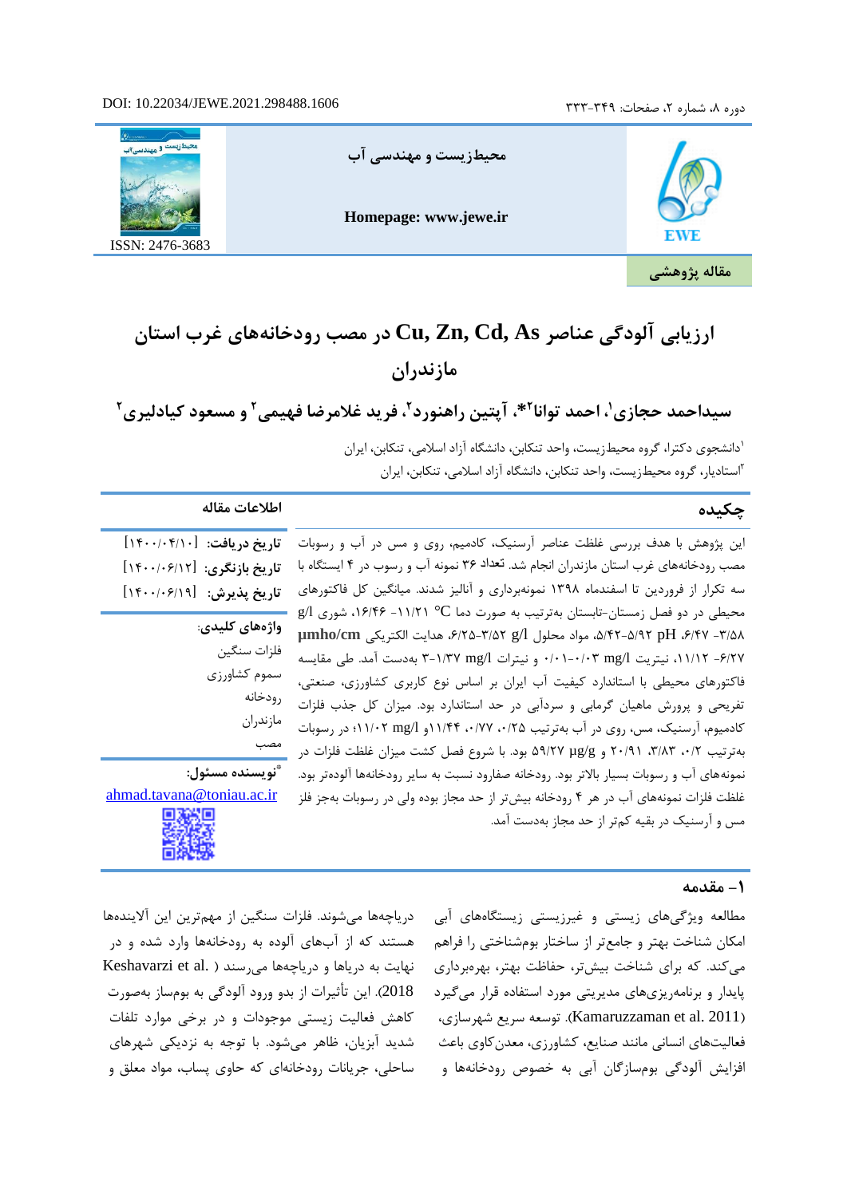DOI: 10.22034/JEWE.2021.298488.1606

محیط‌زیست و مهندسی آب

Homepage: www.jewe.ir

ISSN: 2476-3683

**مقاله پژوهشی**

# ارزیابی آلودگی عناصر Cu, Zn, Cd, As در مصب رودخانه‌های غرب استان مازندران

**سیداحمد حجازی[1]، احمد توانا[2]*، آپتین راهنورد[2]، فرید غلامرضا فهیمی[2] و مسعود کیادلیری[2]**

[1]دانشجوی دکترا، گروه محیط‌زیست، واحد تنکابن، دانشگاه آزاد اسلامی، تنکابن، ایران

[2]استادیار، گروه محیط‌زیست، واحد تنکابن، دانشگاه آزاد اسلامی، تنکابن، ایران

## چکیده

این پژوهش با هدف بررسی غلظت عناصر آرسنیک، کادمیم، روی و مس در آب و رسوبات مصب رودخانه‌های غرب استان مازندران انجام شد. تعداد ۳۶ نمونه آب و رسوب در ۴ ایستگاه با سه تکرار از فروردین تا اسفندماه ۱۳۹۸ نمونه‌برداری و آنالیز شدند. میانگین کل فاکتورهای محیطی در دو فصل زمستان-تابستان به‌ترتیب به صورت دما °C ۱۱/۲۱- ۱۶/۴۶، شوری g/l ۳/۵۸- ۶/۴۷، pH ۵/۹۲-۵/۴۲، مواد محلول g/l ۳/۵۲-۶/۲۵، هدایت الکتریکی µmho/cm ۶/۲۷- ۱۱/۱۲، نیتریت mg/l ۰/۰۳-۰/۰۱ و نیترات mg/l ۱/۳۷-۳ به‌دست آمد. طی مقایسه فاکتورهای محیطی با استاندارد کیفیت آب ایران بر اساس نوع کاربری کشاورزی، صنعتی، تفریحی و پرورش ماهیان گرمابی و سردآبی در حد استاندارد بود. میزان کل جذب فلزات کادمیم، آرسنیک، مس، روی در آب به‌ترتیب ۰/۲۵، ۰/۷۷، ۱۱/۴۴و mg/l ۱۱/۰۲؛ در رسوبات به‌ترتیب ۰/۲، ۳/۸۳، ۲۰/۹۱ و µg/g ۵۹/۲۷ بود. با شروع فصل کشت میزان غلظت فلزات در نمونه‌های آب و رسوبات بسیار بالاتر بود. رودخانه صفارود نسبت به سایر رودخانه‌ها آلوده‌تر بود. غلظت فلزات نمونه‌های آب در هر ۴ رودخانه بیش‌تر از حد مجاز بوده ولی در رسوبات به‌جز فلز مس و آرسنیک در بقیه کم‌تر از حد مجاز به‌دست آمد.

## اطلاعات مقاله

**تاریخ دریافت:** [۱۴۰۰/۰۴/۱۰]

**تاریخ بازنگری:** [۱۴۰۰/۰۶/۱۲]

**تاریخ پذیرش:** [۱۴۰۰/۰۶/۱۹]

**واژه‌های کلیدی:**

فلزات سنگین

سموم کشاورزی

رودخانه

مازندران

مصب

**\*نویسنده مسئول:**

ahmad.tavana@toniau.ac.ir

## ۱- مقدمه

مطالعه ویژگی‌های زیستی و غیرزیستی زیستگاه‌های آبی امکان شناخت بهتر و جامع‌تر از ساختار بوم‌شناختی را فراهم می‌کند. که برای شناخت بیش‌تر، حفاظت بهتر، بهره‌برداری پایدار و برنامه‌ریزی‌های مدیریتی مورد استفاده قرار می‌گیرد (Kamaruzzaman et al. 2011). توسعه سریع شهرسازی، فعالیت‌های انسانی مانند صنایع، کشاورزی، معدن‌کاوی باعث افزایش آلودگی بوم‌سازگان آبی به خصوص رودخانه‌ها و دریاچه‌ها می‌شوند. فلزات سنگین از مهم‌ترین این آلاینده‌ها هستند که از آب‌های آلوده به رودخانه‌ها وارد شده و در نهایت به دریاها و دریاچه‌ها می‌رسند (Keshavarzi et al. 2018). این تأثیرات از بدو ورود آلودگی به بوم‌ساز به‌صورت کاهش فعالیت زیستی موجودات و در برخی موارد تلفات شدید آبزیان، ظاهر می‌شود. با توجه به نزدیکی شهرهای ساحلی، جریانات رودخانه‌ای که حاوی پساب، مواد معلق و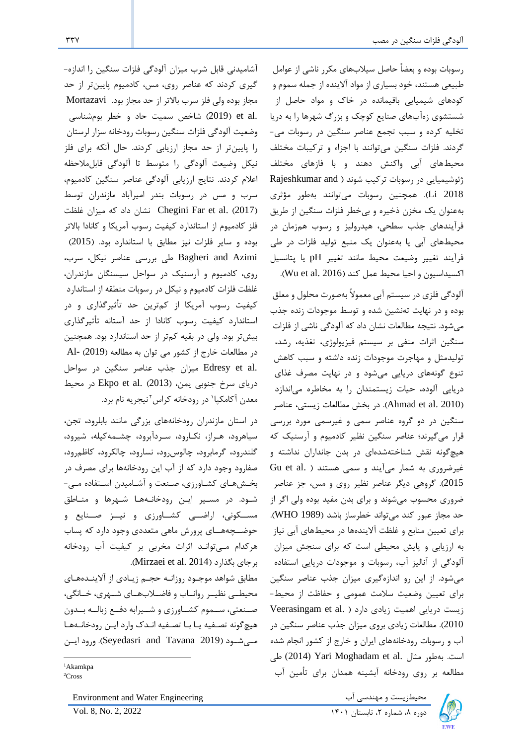رسوبات بوده و بعضاً حاصل سیلاب‌های مکرر ناشی از عوامل طبیعی هستند، خود بسیاری از مواد آلاینده از جمله سموم و کودهای شیمیایی باقیمانده در خاک و مواد حاصل از شستشوی زه‌آب‌های صنایع کوچک و بزرگ شهرها را به دریا تخلیه کرده و سبب تجمع عناصر سنگین در رسوبات می‌گردند. فلزات سنگین می‌توانند با اجزاء و ترکیبات مختلف محیط‌های آبی واکنش دهند و با فازهای مختلف ژئوشیمیایی در رسوبات ترکیب شوند (Rajeshkumar and Li 2018). همچنین رسوبات می‌توانند به‌طور مؤثری به‌عنوان یک مخزن ذخیره و بی‌خطر فلزات سنگین از طریق فرآیندهای جذب سطحی، هیدرولیز و رسوب هم‌زمان در محیط‌های آبی یا به‌عنوان یک منبع تولید فلزات در طی فرآیند تغییر وضعیت محیط مانند تغییر pH یا پتانسیل اکسیداسیون و احیا محیط عمل کند (Wu et al. 2016).

آلودگی فلزی در سیستم آبی معمولاً به‌صورت محلول و معلق بوده و در نهایت ته‌نشین شده و توسط موجودات زنده جذب می‌شود. نتیجه مطالعات نشان داد که آلودگی ناشی از فلزات سنگین اثرات منفی بر سیستم فیزیولوژی، تغذیه، رشد، تولیدمثل و مهاجرت موجودات زنده داشته و سبب کاهش تنوع گونه‌های دریایی می‌شود و در نهایت مصرف غذای دریایی آلوده، حیات زیستمندان را به مخاطره می‌اندازد (Ahmad et al. 2010). در بخش مطالعات زیستی، عناصر سنگین در دو گروه عناصر سمی و غیرسمی مورد بررسی قرار می‌گیرند؛ عناصر سنگین نظیر کادمیوم و آرسنیک که هیچ‌گونه نقش شناخته‌شده‌ای در بدن جانداران نداشته و غیرضروری به شمار می‌آیند و سمی هستند (Gu et al. 2015). گروهی دیگر عناصر نظیر روی و مس، جز عناصر ضروری محسوب می‌شوند و برای بدن مفید بوده ولی اگر از حد مجاز عبور کند می‌تواند خطرساز باشد (WHO 1989). برای تعیین منابع و غلظت آلاینده‌ها در محیط‌های آبی نیاز به ارزیابی و پایش محیطی است که برای سنجش میزان آلودگی از آنالیز آب، رسوبات و موجودات دریایی استفاده می‌شود. از این رو اندازه‌گیری میزان جذب عناصر سنگین برای تعیین وضعیت سلامت عمومی و حفاظت از محیط‌زیست دریایی اهمیت زیادی دارد (Veerasingam et al. 2010). مطالعات زیادی بروی میزان جذب عناصر سنگین در آب و رسوبات رودخانه‌های ایران و خارج از کشور انجام شده است. به‌طور مثال Yari Moghadam et al. (2014) طی مطالعه بر روی رودخانه آبشینه همدان برای تأمین آب آشامیدنی قابل شرب میزان آلودگی فلزات سنگین را اندازه‌گیری کردند که عناصر روی، مس، کادمیوم پایین‌تر از حد مجاز بوده ولی فلز سرب بالاتر از حد مجاز بود. Mortazavi et al. (2019) شاخص سمیت حاد و خطر بوم‌شناسی وضعیت آلودگی فلزات سنگین رسوبات رودخانه سزار لرستان را پایین‌تر از حد مجاز ارزیابی کردند. حال آنکه برای فلز نیکل وضعیت آلودگی را متوسط تا آلودگی قابل‌ملاحظه اعلام کردند. نتایج ارزیابی آلودگی عناصر سنگین کادمیوم، سرب و مس در رسوبات بندر امیرآباد مازندران توسط Chegini Far et al. (2017) نشان داد که میزان غلظت فلز کادمیوم از استاندارد کیفیت رسوب آمریکا و کانادا بالاتر بوده و سایر فلزات نیز مطابق با استاندارد بود. Bagheri and Azimi (2015) طی بررسی عناصر نیکل، سرب، روی، کادمیوم و آرسنیک در سواحل سیسنگان مازندران، غلظت فلزات کادمیوم و نیکل در رسوبات منطقه از استاندارد کیفیت رسوب آمریکا از کم‌ترین حد تأثیرگذاری و در استاندارد کیفیت رسوب کانادا از حد آستانه تأثیرگذاری بیش‌تر بود. ولی در بقیه کم‌تر از حد استاندارد بود. همچنین در مطالعات خارج از کشور می توان به مطالعه Al-Edresy et al. (2019) میزان جذب عناصر سنگین در سواحل دریای سرخ جنوبی یمن، Ekpo et al. (2013) در محیط معدن آکامکپا[1] در رودخانه کراس[2] نیجریه نام برد.

در استان مازندران رودخانه‌های بزرگی مانند بابلرود، تجن، سیاهرود، هراز، نکارود، سردآبرود، چشمه‌کیله، شیرود، گلندرود، گرمابرود، چالوس‌رود، نسارود، چالکرود، کاظم‌رود، صفارود وجود دارد که از آب این رودخانه‌ها برای مصرف در بخش‌های کشاورزی، صنعت و آشامیدن استفاده می‌شود. در مسیر این رودخانه‌ها شهرها و مناطق مسکونی، اراضی کشاورزی و نیز صنایع و حوضچه‌های پرورش ماهی متعددی وجود دارد که پساب هرکدام می‌تواند اثرات مخربی بر کیفیت آب رودخانه برجای بگذارد (Mirzaei et al. 2014).

مطابق شواهد موجود روزانه حجم زیادی از آلاینده‌های محیطی نظیر رواناب و فاضلاب‌های شهری، خانگی، صنعتی، سموم کشاورزی و شیرابه دفع زباله بدون هیچ‌گونه تصفیه یا با تصفیه اندک وارد این رودخانه‌ها می‌شود (Seyedasri and Tavana 2019). ورود این

[1] Akamkpa
[2] Cross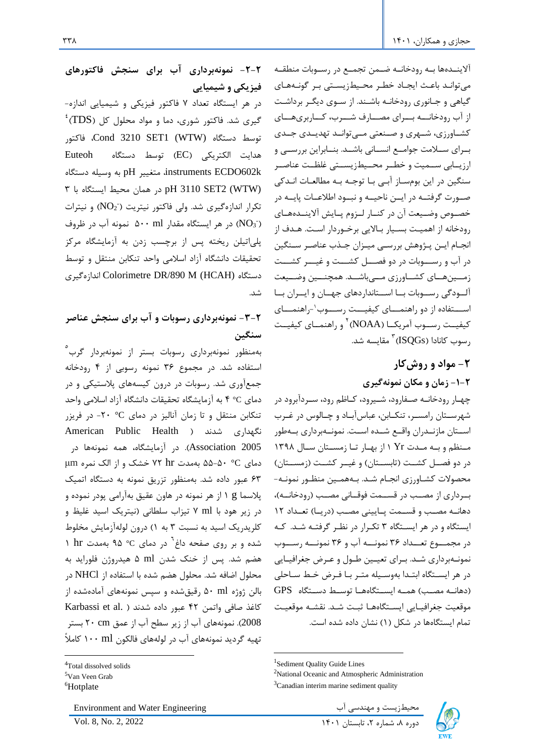آلاینده‌ها به رودخانه ضمن تجمع در رسوبات منطقه می‌توانند باعث ایجاد خطر محیط‌زیستی بر گونه‌های گیاهی و جانوری رودخانه باشند. از سوی دیگر برداشت از آب رودخانه برای مصارف شرب، کاربری‌های کشاورزی، شهری و صنعتی می‌تواند تهدیدی جدی برای سلامت جوامع انسانی باشند. بنابراین بررسی و ارزیابی سمیت و خطر محیط‌زیستی غلظت عناصر سنگین در این بوم‌ساز آبی با توجه به مطالعات اندکی صورت گرفته در این ناحیه و نبود اطلاعات پایه در خصوص وضعیت آن در کنار لزوم پایش آلاینده‌های رودخانه از اهمیت بسیار بالایی برخوردار است. هدف از انجام این پژوهش بررسی میزان جذب عناصر سنگین در آب و رسوبات در دو فصل کشت و غیر کشت زمین‌های کشاورزی می‌باشد. همچنین وضعیت آلودگی رسوبات با استانداردهای جهان و ایران با استفاده از دو راهنمای کیفیت رسوب[1]-راهنمای کیفیت رسوب آمریکا (NOAA)[2] و راهنمای کیفیت رسوب کانادا (ISQGs)[3] مقایسه شد.

## ۲- مواد و روش‌کار

### ۲-۱- زمان و مکان نمونه‌گیری

چهار رودخانه صفارود، شیرود، کاظم رود، سردآبرود در شهرستان رامسر، تنکابن، عباس‌آباد و چالوس در غرب استان مازندران واقع شده است. نمونه‌برداری به‌طور منظم و به مدت Yr ۱ از بهار تا زمستان سال ۱۳۹۸ در دو فصل کشت (تابستان) و غیر کشت (زمستان) محصولات کشاورزی انجام شد. به‌همین منظور نمونه‌برداری از مصب در قسمت فوقانی مصب (رودخانه)، دهانه مصب و قسمت پایینی مصب (دریا) تعداد ۱۲ ایستگاه و در هر ایستگاه ۳ تکرار در نظر گرفته شد. که در مجموع تعداد ۳۶ نمونه آب و ۳۶ نمونه رسوب نمونه‌برداری شد. برای تعیین طول و عرض جغرافیایی در هر ایستگاه ابتدا به‌وسیله متر با فرض خط ساحلی (دهانه مصب) همه ایستگاه‌ها توسط دستگاه GPS موقعیت جغرافیایی ایستگاه‌ها ثبت شد. نقشه موقعیت تمام ایستگاه‌ها در شکل (۱) نشان داده شده است.

### ۲-۲- نمونه‌برداری آب برای سنجش فاکتورهای فیزیکی و شیمیایی

در هر ایستگاه تعداد ۷ فاکتور فیزیکی و شیمیایی اندازه‌گیری شد. فاکتور شوری، دما و مواد محلول کل (TDS)[4] توسط دستگاه Cond 3210 SET1 (WTW)، فاکتور هدایت الکتریکی (EC) توسط دستگاه Euteoh instruments ECDO602k، متغیر pH به وسیله دستگاه pH 3110 SET2 (WTW) در همان محیط ایستگاه با ۳ تکرار اندازه‌گیری شد. ولی فاکتور نیتریت ($NO_2^-$) و نیترات ($NO_3^-$) در هر ایستگاه مقدار ml ۵۰۰ نمونه آب در ظروف پلی‌اتیلن ریخته پس از برچسب زدن به آزمایشگاه مرکز تحقیقات دانشگاه آزاد اسلامی واحد تنکابن منتقل و توسط دستگاه Colorimetre DR/890 M (HCAH) اندازه‌گیری شد.

### ۲-۳- نمونه‌برداری رسوبات و آب برای سنجش عناصر سنگین

به‌منظور نمونه‌برداری رسوبات بستر از نمونه‌بردار گرب[5] استفاده شد. در مجموع ۳۶ نمونه رسوبی از ۴ رودخانه جمع‌آوری شد. رسوبات در درون کیسه‌های پلاستیکی و در دمای °C ۴ به آزمایشگاه تحقیقات دانشگاه آزاد اسلامی واحد تنکابن منتقل و تا زمان آنالیز در دمای °C ۲۰- در فریزر نگهداری شدند (American Public Health Association 2005). در آزمایشگاه، همه نمونه‌ها در دمای °C ۵۵-۵۰ به‌مدت hr ۷۲ خشک و از الک نمره µm ۶۳ عبور داده شد. به‌منظور تزریق نمونه به دستگاه اتمیک پلاسما g ۱ از هر نمونه در هاون عقیق به‌آرامی پودر نموده و در زیر هود با ml ۷ تیزاب سلطانی (نیتریک اسید غلیظ و کلریدریک اسید به نسبت ۳ به ۱) درون لوله‌آزمایش مخلوط شده و بر روی صفحه داغ[6] در دمای °C ۹۵ به‌مدت hr ۱ هضم شد. پس از خنک شدن ml ۵ هیدروژن فلوراید به محلول اضافه شد. محلول هضم شده با استفاده از NHCl در بالن ژوژه ml ۵۰ رقیق‌شده و سپس نمونه‌های آماده‌شده از کاغذ صافی واتمن ۴۲ عبور داده شدند (Karbassi et al. 2008). نمونه‌های آب از زیر سطح آب از عمق cm ۲۰ بستر تهیه گردید نمونه‌های آب در لوله‌های فالکون ml ۱۰۰ کاملاً

---

[1] Sediment Quality Guide Lines
[2] National Oceanic and Atmospheric Administration
[3] Canadian interim marine sediment quality
[4] Total dissolved solids
[5] Van Veen Grab
[6] Hotplate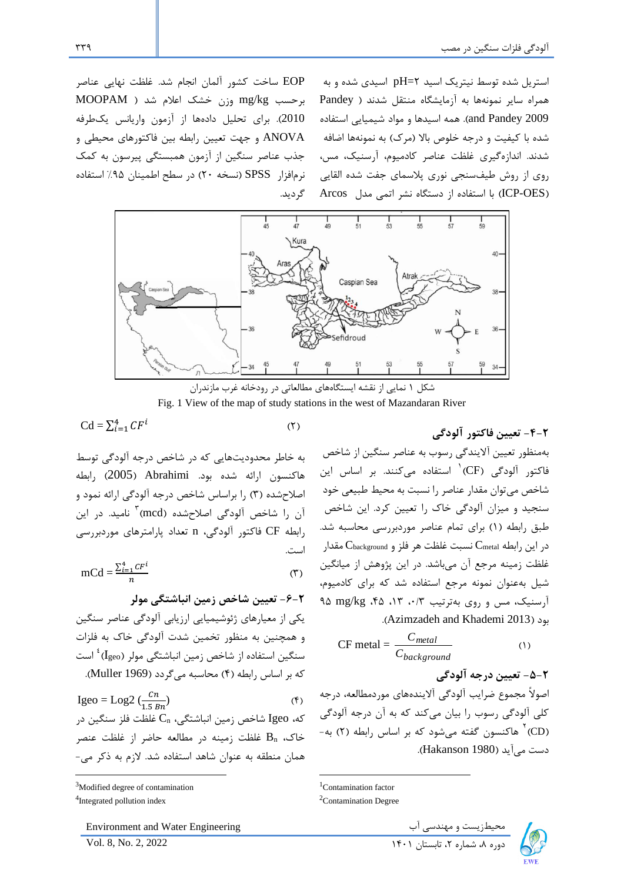استریل شده توسط نیتریک اسید pH=۲ اسیدی شده و به همراه سایر نمونه‌ها به آزمایشگاه منتقل شدند (Pandey and Pandey 2009). همه اسیدها و مواد شیمیایی استفاده شده با کیفیت و درجه خلوص بالا (مرک) به نمونه‌ها اضافه شدند. اندازه‌گیری غلظت عناصر کادمیوم، آرسنیک، مس، روی از روش طیف‌سنجی نوری پلاسمای جفت شده القایی (ICP-OES) با استفاده از دستگاه نشر اتمی مدل Arcos EOP ساخت کشور آلمان انجام شد. غلظت نهایی عناصر برحسب mg/kg وزن خشک اعلام شد (MOOPAM 2010). برای تحلیل داده‌ها از آزمون واریانس یک‌طرفه ANOVA و جهت تعیین رابطه بین فاکتورهای محیطی و جذب عناصر سنگین از آزمون همبستگی پیرسون به کمک نرم‌افزار SPSS (نسخه ۲۰) در سطح اطمینان ۹۵٪ استفاده گردید.

شکل ۱ نمایی از نقشه ایستگاه‌های مطالعاتی در رودخانه غرب مازندران

Fig. 1 View of the map of study stations in the west of Mazandaran River

### ۲-۴- تعیین فاکتور آلودگی

به‌منظور تعیین آلایندگی رسوب به عناصر سنگین از شاخص فاکتور آلودگی (CF)[1] استفاده می‌کنند. بر اساس این شاخص می‌توان مقدار عناصر را نسبت به محیط طبیعی خود سنجید و میزان آلودگی خاک را تعیین کرد. این شاخص طبق رابطه (۱) برای تمام عناصر موردبررسی محاسبه شد. در این رابطه $C_{metal}$ نسبت غلظت هر فلز و $C_{background}$ مقدار غلظت زمینه مرجع آن می‌باشد. در این پژوهش از میانگین شیل به‌عنوان نمونه مرجع استفاده شد که برای کادمیوم، آرسنیک، مس و روی به‌ترتیب ۰/۳، ۱۳، ۴۵، ۹۵ mg/kg بود (Azimzadeh and Khademi 2013).

$$\text{CF metal} = \frac{C_{metal}}{C_{background}} \qquad (۱)$$

### ۲-۵- تعیین درجه آلودگی

اصولاً مجموع ضرایب آلودگی آلاینده‌های موردمطالعه، درجه کلی آلودگی رسوب را بیان می‌کند که به آن درجه آلودگی (CD)[2] هاکنسون گفته می‌شود که بر اساس رابطه (۲) به‌دست می‌آید (Hakanson 1980).

$$\text{Cd} = \sum_{i=1}^{4} CF^{i} \qquad (۲)$$

به خاطر محدودیت‌هایی که در شاخص درجه آلودگی توسط هاکنسون ارائه شده بود. Abrahimi (2005) رابطه اصلاح‌شده (۳) را براساس شاخص درجه آلودگی ارائه نمود و آن را شاخص آلودگی اصلاح‌شده (mcd)[3] نامید. در این رابطه CF فاکتور آلودگی، n تعداد پارامترهای موردبررسی است.

$$\text{mCd} = \frac{\sum_{i=1}^{4} CF^{i}}{n} \qquad (۳)$$

### ۲-۶- تعیین شاخص زمین انباشتگی مولر

یکی از معیارهای ژئوشیمیایی ارزیابی آلودگی عناصر سنگین و همچنین به منظور تخمین شدت آلودگی خاک به فلزات سنگین استفاده از شاخص زمین انباشتگی مولر ($I_{geo}$)[4] است که بر اساس رابطه (۴) محاسبه می‌گردد (Muller 1969).

$$\text{Igeo} = \text{Log2}\left(\frac{Cn}{1.5\,Bn}\right) \qquad (۴)$$

که، Igeo شاخص زمین انباشتگی، $C_n$ غلظت فلز سنگین در خاک، $B_n$ غلظت زمینه در مطالعه حاضر از غلظت عنصر همان منطقه به عنوان شاهد استفاده شد. لازم به ذکر می�-

---

[1] Contamination factor

[2] Contamination Degree

[3] Modified degree of contamination

[4] Integrated pollution index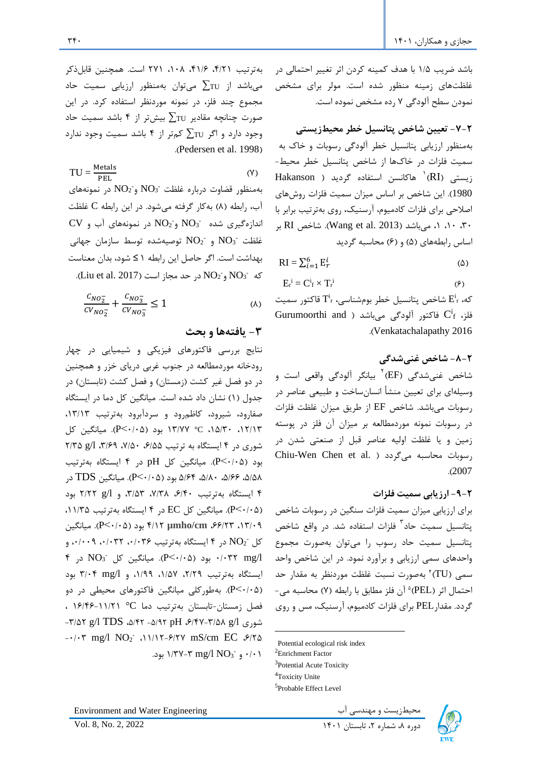باشد ضریب ۱/۵ با هدف کمینه کردن اثر تغییر احتمالی در غلظت‌های زمینه منظور شده است. مولر برای مشخص نمودن سطح آلودگی ۷ رده مشخص نموده است.

### ۲-۷- تعیین شاخص پتانسیل خطر محیط‌زیستی

به‌منظور ارزیابی پتانسیل خطر آلودگی رسوبات و خاک به سمیت فلزات در خاک‌ها از شاخص پتانسیل خطر محیط-زیستی (RI)[1] هاکانسن استفاده گردید (Hakanson 1980). این شاخص بر اساس میزان سمیت فلزات روش‌های اصلاحی برای فلزات کادمیوم، آرسنیک، روی به‌ترتیب برابر با ۳۰، ۱۰، ۱، می‌باشد (Wang et al. 2013). شاخص RI بر اساس رابطه‌های (۵) و (۶) محاسبه گردید

$$RI = \sum_{i=1}^{6} E_r^i \qquad (۵)$$

$$E_r^i = C_f^i \times T_r^i \qquad (۶)$$

که، $E_r^i$ شاخص پتانسیل خطر بوم‌شناسی، $T_r^i$ فاکتور سمیت فلز، $C_f^i$ فاکتور آلودگی می‌باشد (Gurumoorthi and Venkatachalapathy 2016).

### ۲-۸- شاخص غنی‌شدگی

شاخص غنی‌شدگی (EF)[2] بیانگر آلودگی واقعی است و وسیله‌ای برای تعیین منشأ انسان‌ساخت و طبیعی عناصر در رسوبات می‌باشد. شاخص EF از طریق میزان غلظت فلزات در رسوبات نمونه موردمطالعه بر میزان آن فلز در پوسته زمین و یا غلظت اولیه عناصر قبل از صنعتی شدن در رسوبات محاسبه می‌گردد (Chiu-Wen Chen et al. 2007).

### ۲-۹- ارزیابی سمیت فلزات

برای ارزیابی میزان سمیت فلزات سنگین در رسوبات شاخص پتانسیل سمیت حاد[3] فلزات استفاده شد. در واقع شاخص پتانسیل سمیت حاد رسوب را می‌توان به‌صورت مجموع واحدهای سمی ارزیابی و برآورد نمود. در این شاخص واحد سمی (TU)[4] به‌صورت نسبت غلظت موردنظر به مقدار حد احتمال اثر (PEL)[5] آن فلز مطابق با رابطه (۷) محاسبه می‌گردد. مقدار PEL برای فلزات کادمیوم، آرسنیک، مس و روی به‌ترتیب ۴/۲۱، ۴۱/۶، ۱۰۸، ۲۷۱ است. همچنین قابل‌ذکر می‌باشد از $\sum TU$ می‌توان به‌منظور ارزیابی سمیت حاد مجموع چند فلز، در نمونه موردنظر استفاده کرد. در این صورت چنانچه مقادیر $\sum TU$ بیش‌تر از ۴ باشد سمیت حاد وجود دارد و اگر $\sum TU$ کم‌تر از ۴ باشد سمیت وجود ندارد (Pedersen et al. 1998).

$$TU = \frac{Metals}{PEL} \qquad (۷)$$

به‌منظور قضاوت درباره غلظت $NO_3^-$ و $NO_2^-$ در نمونه‌های آب، رابطه (۸) به‌کار گرفته می‌شود. در این رابطه C غلظت اندازه‌گیری شده $NO_3^-$ و $NO_2^-$ در نمونه‌های آب و CV غلظت $NO_3^-$ و $NO_2^-$ توصیه‌شده توسط سازمان جهانی بهداشت است. اگر حاصل این رابطه ۱ ≥ شود، بدان معناست که $NO_3^-$ و $NO_2^-$ در حد مجاز است (Liu et al. 2017).

$$\frac{C_{NO_2^-}}{CV_{NO_2^-}} + \frac{C_{NO_3^-}}{CV_{NO_3^-}} \leq 1 \qquad (۸)$$

## ۳- یافته‌ها و بحث

نتایج بررسی فاکتورهای فیزیکی و شیمیایی در چهار رودخانه موردمطالعه در جنوب غربی دریای خزر و همچنین در دو فصل غیر کشت (زمستان) و فصل کشت (تابستان) در جدول (۱) نشان داد شده است. میانگین کل دما در ایستگاه صفارود، شیرود، کاظمرود و سردآبرود به‌ترتیب ۱۳/۱۳، ۱۲/۱۳، ۱۵/۳۰، ۱۳/۷۷ °C بود ($P<0.05$). میانگین کل شوری در ۴ ایستگاه به ترتیب ۶/۵۵، ۷/۵۰، ۳/۶۹، ۲/۳۵ g/l بود ($P<0.05$). میانگین کل pH در ۴ ایستگاه به‌ترتیب ۵/۵۸، ۵/۶۶، ۵/۸۰، ۵/۶۴ بود ($P<0.05$). میانگین TDS در ۴ ایستگاه به‌ترتیب ۶/۴۰، ۷/۳۸، ۳/۵۳ و ۲/۲۲ g/l بود ($P<0.05$). میانگین کل EC در ۴ ایستگاه به‌ترتیب ۱۱/۳۵، ۱۳/۰۹، ۶۶/۲۳، ۴/۱۲ µmho/cm بود ($P<0.05$). میانگین کل $NO_2^-$ در ۴ ایستگاه به‌ترتیب ۰/۰۳۶، ۰/۰۳۲، ۰/۰۰۹ و ۰/۰۳۲ mg/l بود ($P<0.05$). میانگین کل $NO_3^-$ در ۴ ایستگاه به‌ترتیب ۲/۲۹، ۱/۵۷، ۱/۹۹ و ۳/۰۴ mg/l بود ($P<0.05$). به‌طورکلی میانگین فاکتورهای محیطی در دو فصل زمستان-تابستان به‌ترتیب دما ۱۱/۲۱-۱۶/۴۶ °C، شوری ۳/۵۸-۶/۴۷ g/l، pH ۵/۹۲-۵/۴۲، TDS ۳/۵۲-۶/۲۵ g/l، EC ۶/۲۷-۱۱/۱۲ mS/cm، $NO_2^-$ ۰/۰۳-۰/۰۱ mg/l و $NO_3^-$ ۳-۱/۳۷ mg/l بود.

---

[1] Potential ecological risk index
[2] Enrichment Factor
[3] Potential Acute Toxicity
[4] Toxicity Unite
[5] Probable Effect Level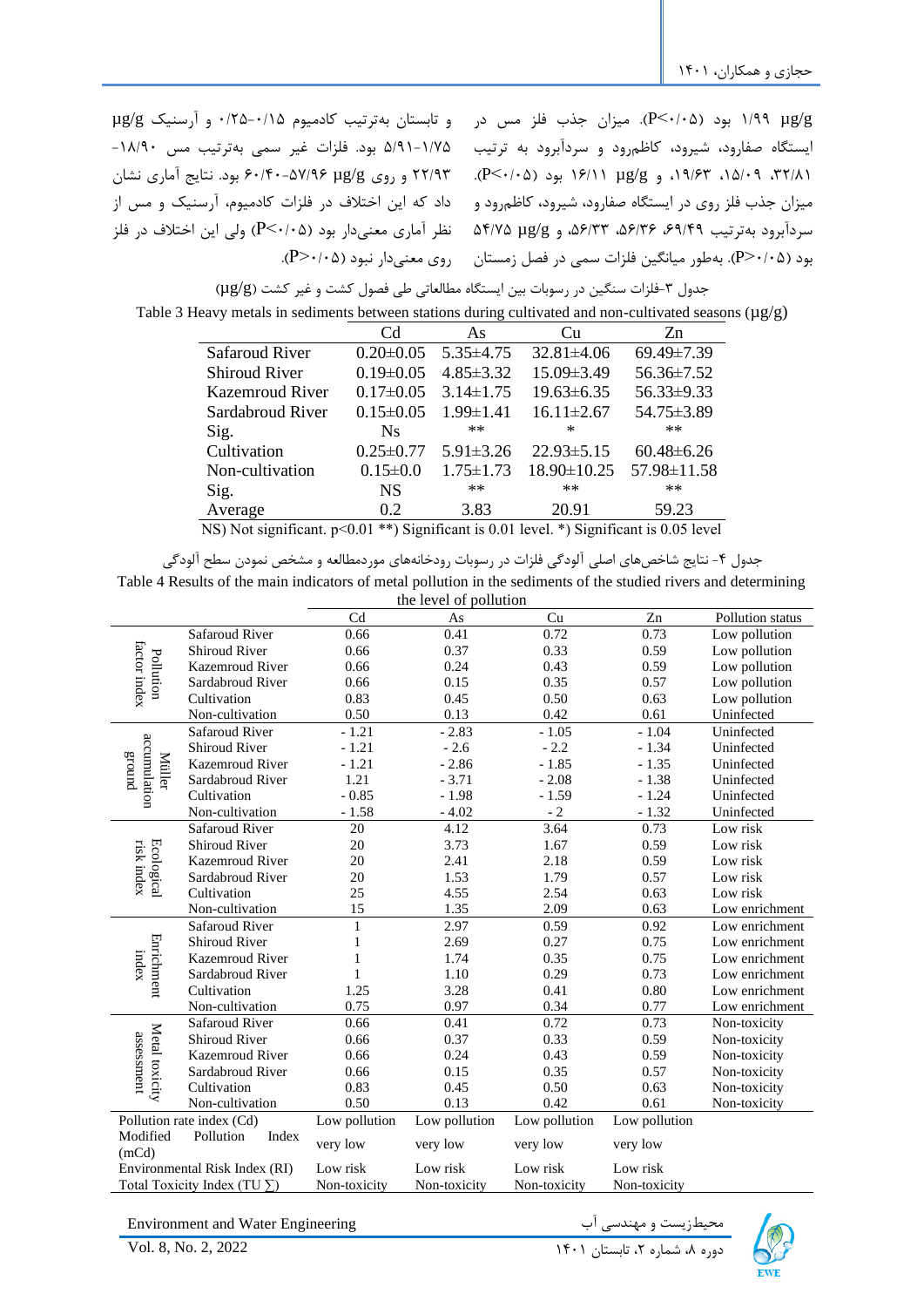µg/g ۱/۹۹ بود (P<۰/۰۵). میزان جذب فلز مس در ایستگاه صفارود، شیرود، کاظم‌رود و سردآبرود به ترتیب ۳۲/۸۱، ۱۵/۰۹، ۱۹/۶۳، و µg/g ۱۶/۱۱ بود (P<۰/۰۵). میزان جذب فلز روی در ایستگاه صفارود، شیرود، کاظم‌رود و سردآبرود به‌ترتیب ۶۹/۴۹، ۵۶/۳۶، ۵۶/۳۳، و µg/g ۵۴/۷۵ بود (P>۰/۰۵). به‌طور میانگین فلزات سمی در فصل زمستان و تابستان به‌ترتیب کادمیوم ۰/۱۵-۰/۲۵ و آرسنیک µg/g ۵/۹۱-۱/۷۵ بود. فلزات غیر سمی به‌ترتیب مس ۱۸/۹۰-۲۲/۹۳ و روی µg/g ۵۷/۹۶-۶۰/۴۰ بود. نتایج آماری نشان داد که این اختلاف در فلزات کادمیوم، آرسنیک و مس از نظر آماری معنی‌دار بود (P<۰/۰۵) ولی این اختلاف در فلز روی معنی‌دار نبود (P>۰/۰۵).

جدول ۳-فلزات سنگین در رسوبات بین ایستگاه مطالعاتی طی فصول کشت و غیر کشت (µg/g)

Table 3 Heavy metals in sediments between stations during cultivated and non-cultivated seasons (µg/g)

| | Cd | As | Cu | Zn |
|---|---|---|---|---|
| Safaroud River | 0.20±0.05 | 5.35±4.75 | 32.81±4.06 | 69.49±7.39 |
| Shiroud River | 0.19±0.05 | 4.85±3.32 | 15.09±3.49 | 56.36±7.52 |
| Kazemroud River | 0.17±0.05 | 3.14±1.75 | 19.63±6.35 | 56.33±9.33 |
| Sardabroud River | 0.15±0.05 | 1.99±1.41 | 16.11±2.67 | 54.75±3.89 |
| Sig. | Ns | ** | * | ** |
| Cultivation | 0.25±0.77 | 5.91±3.26 | 22.93±5.15 | 60.48±6.26 |
| Non-cultivation | 0.15±0.0 | 1.75±1.73 | 18.90±10.25 | 57.98±11.58 |
| Sig. | NS | ** | ** | ** |
| Average | 0.2 | 3.83 | 20.91 | 59.23 |

NS) Not significant. p<0.01 **) Significant is 0.01 level. *) Significant is 0.05 level

جدول ۴- نتایج شاخص‌های اصلی آلودگی فلزات در رسوبات رودخانه‌های موردمطالعه و مشخص نمودن سطح آلودگی

Table 4 Results of the main indicators of metal pollution in the sediments of the studied rivers and determining the level of pollution

| | | Cd | As | Cu | Zn | Pollution status |
|---|---|---|---|---|---|---|
| Pollution factor index | Safaroud River | 0.66 | 0.41 | 0.72 | 0.73 | Low pollution |
| | Shiroud River | 0.66 | 0.37 | 0.33 | 0.59 | Low pollution |
| | Kazemroud River | 0.66 | 0.24 | 0.43 | 0.59 | Low pollution |
| | Sardabroud River | 0.66 | 0.15 | 0.35 | 0.57 | Low pollution |
| | Cultivation | 0.83 | 0.45 | 0.50 | 0.63 | Low pollution |
| | Non-cultivation | 0.50 | 0.13 | 0.42 | 0.61 | Uninfected |
| Müller accumulation ground | Safaroud River | - 1.21 | - 2.83 | - 1.05 | - 1.04 | Uninfected |
| | Shiroud River | - 1.21 | - 2.6 | - 2.2 | - 1.34 | Uninfected |
| | Kazemroud River | - 1.21 | - 2.86 | - 1.85 | - 1.35 | Uninfected |
| | Sardabroud River | 1.21 | - 3.71 | - 2.08 | - 1.38 | Uninfected |
| | Cultivation | - 0.85 | - 1.98 | - 1.59 | - 1.24 | Uninfected |
| | Non-cultivation | - 1.58 | - 4.02 | - 2 | - 1.32 | Uninfected |
| Ecological risk index | Safaroud River | 20 | 4.12 | 3.64 | 0.73 | Low risk |
| | Shiroud River | 20 | 3.73 | 1.67 | 0.59 | Low risk |
| | Kazemroud River | 20 | 2.41 | 2.18 | 0.59 | Low risk |
| | Sardabroud River | 20 | 1.53 | 1.79 | 0.57 | Low risk |
| | Cultivation | 25 | 4.55 | 2.54 | 0.63 | Low risk |
| | Non-cultivation | 15 | 1.35 | 2.09 | 0.63 | Low enrichment |
| Enrichment index | Safaroud River | 1 | 2.97 | 0.59 | 0.92 | Low enrichment |
| | Shiroud River | 1 | 2.69 | 0.27 | 0.75 | Low enrichment |
| | Kazemroud River | 1 | 1.74 | 0.35 | 0.75 | Low enrichment |
| | Sardabroud River | 1 | 1.10 | 0.29 | 0.73 | Low enrichment |
| | Cultivation | 1.25 | 3.28 | 0.41 | 0.80 | Low enrichment |
| | Non-cultivation | 0.75 | 0.97 | 0.34 | 0.77 | Low enrichment |
| Metal toxicity assessment | Safaroud River | 0.66 | 0.41 | 0.72 | 0.73 | Non-toxicity |
| | Shiroud River | 0.66 | 0.37 | 0.33 | 0.59 | Non-toxicity |
| | Kazemroud River | 0.66 | 0.24 | 0.43 | 0.59 | Non-toxicity |
| | Sardabroud River | 0.66 | 0.15 | 0.35 | 0.57 | Non-toxicity |
| | Cultivation | 0.83 | 0.45 | 0.50 | 0.63 | Non-toxicity |
| | Non-cultivation | 0.50 | 0.13 | 0.42 | 0.61 | Non-toxicity |
| Pollution rate index (Cd) | | Low pollution | Low pollution | Low pollution | Low pollution | |
| Modified Pollution Index (mCd) | | very low | very low | very low | very low | |
| Environmental Risk Index (RI) | | Low risk | Low risk | Low risk | Low risk | |
| Total Toxicity Index (TU ∑) | | Non-toxicity | Non-toxicity | Non-toxicity | Non-toxicity | |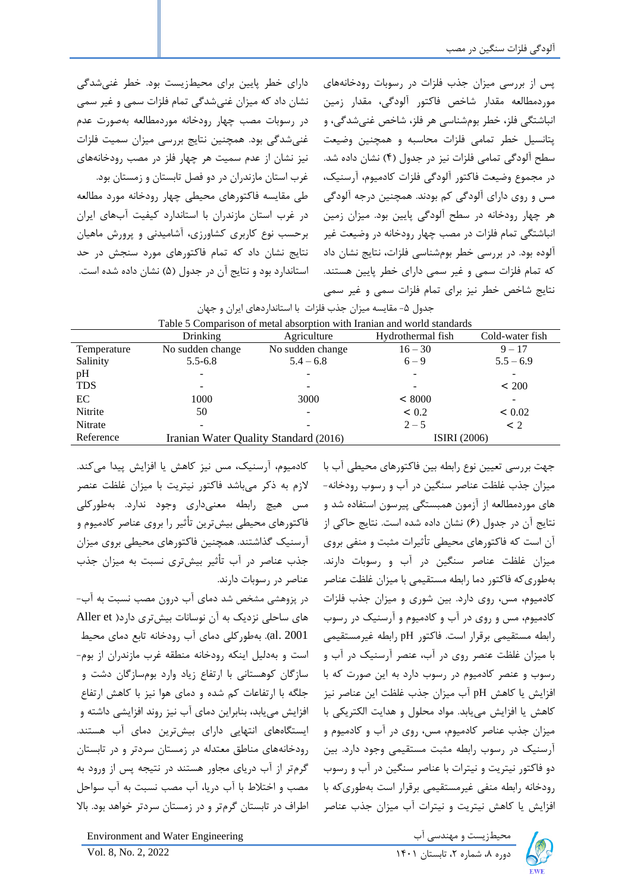پس از بررسی میزان جذب فلزات در رسوبات رودخانه‌های موردمطالعه مقدار شاخص فاکتور آلودگی، مقدار زمین انباشتگی فلز، خطر بوم‌شناسی هر فلز، شاخص غنی‌شدگی، و پتانسیل خطر تمامی فلزات محاسبه و همچنین وضعیت سطح آلودگی تمامی فلزات نیز در جدول (۴) نشان داده شد. در مجموع وضعیت فاکتور آلودگی فلزات کادمیوم، آرسنیک، مس و روی دارای آلودگی کم بودند. همچنین درجه آلودگی هر چهار رودخانه در سطح آلودگی پایین بود. میزان زمین انباشتگی تمام فلزات در مصب چهار رودخانه در وضعیت غیر آلوده بود. در بررسی خطر بوم‌شناسی فلزات، نتایج نشان داد که تمام فلزات سمی و غیر سمی دارای خطر پایین هستند. نتایج شاخص خطر نیز برای تمام فلزات سمی و غیر سمی دارای خطر پایین برای محیط‌زیست بود. خطر غنی‌شدگی نشان داد که میزان غنی‌شدگی تمام فلزات سمی و غیر سمی در رسوبات مصب چهار رودخانه موردمطالعه به‌صورت عدم غنی‌شدگی بود. همچنین نتایج بررسی میزان سمیت فلزات نیز نشان از عدم سمیت هر چهار فلز در مصب رودخانه‌های غرب استان مازندران در دو فصل تابستان و زمستان بود.

طی مقایسه فاکتورهای محیطی چهار رودخانه مورد مطالعه در غرب استان مازندران با استاندارد کیفیت آب‌های ایران برحسب نوع کاربری کشاورزی، آشامیدنی و پرورش ماهیان نتایج نشان داد که تمام فاکتورهای مورد سنجش در حد استاندارد بود و نتایج آن در جدول (۵) نشان داده شده است.

جدول ۵- مقایسه میزان جذب فلزات با استانداردهای ایران و جهان

Table 5 Comparison of metal absorption with Iranian and world standards

| | Drinking | Agriculture | Hydrothermal fish | Cold-water fish |
|---|---|---|---|---|
| Temperature | No sudden change | No sudden change | 16 – 30 | 9 – 17 |
| Salinity | 5.5-6.8 | 5.4 – 6.8 | 6 – 9 | 5.5 – 6.9 |
| pH | - | - | - | - |
| TDS | - | - | - | < 200 |
| EC | 1000 | 3000 | < 8000 | - |
| Nitrite | 50 | - | < 0.2 | < 0.02 |
| Nitrate | - | - | 2 – 5 | < 2 |
| Reference | Iranian Water Quality Standard (2016) | | ISIRI (2006) | |

جهت بررسی تعیین نوع رابطه بین فاکتورهای محیطی آب با میزان جذب غلظت عناصر سنگین در آب و رسوب رودخانه‌های موردمطالعه از آزمون همبستگی پیرسون استفاده شد و نتایج آن در جدول (۶) نشان داده شده است. نتایج حاکی از آن است که فاکتورهای محیطی تأثیرات مثبت و منفی بروی میزان غلظت عناصر سنگین در آب و رسوبات دارند. به‌طوری‌که فاکتور دما رابطه مستقیمی با میزان غلظت عناصر کادمیوم، مس، روی دارد. بین شوری و میزان جذب فلزات کادمیوم، مس و روی در آب و کادمیوم و آرسنیک در رسوب رابطه مستقیمی برقرار است. فاکتور pH رابطه غیرمستقیمی با میزان غلظت عنصر روی در آب، عنصر آرسنیک در آب و رسوب و عنصر کادمیوم در رسوب دارد به این صورت که با افزایش یا کاهش pH آب میزان جذب غلظت این عناصر نیز کاهش یا افزایش می‌یابد. مواد محلول و هدایت الکتریکی با میزان جذب عناصر کادمیوم، مس، روی در آب و کادمیوم و آرسنیک در رسوب رابطه مثبت مستقیمی وجود دارد. بین دو فاکتور نیتریت و نیترات با عناصر سنگین در آب و رسوب رودخانه رابطه منفی غیرمستقیمی برقرار است به‌طوری‌که با افزایش یا کاهش نیتریت و نیترات آب میزان جذب عناصر کادمیوم، آرسنیک، مس نیز کاهش یا افزایش پیدا می‌کند. لازم به ذکر می‌باشد فاکتور نیتریت با میزان غلظت عنصر مس هیچ رابطه معنی‌داری وجود ندارد. به‌طورکلی فاکتورهای محیطی بیش‌ترین تأثیر را بروی عناصر کادمیوم و آرسنیک گذاشتند. همچنین فاکتورهای محیطی بروی میزان جذب عناصر در آب تأثیر بیش‌تری نسبت به میزان جذب عناصر در رسوبات دارند.

در پژوهشی مشخص شد که دمای آب درون مصب نسبت به آب‌های ساحلی نزدیک به آن نوسانات بیش‌تری دارد( Aller et al. 2001). به‌طورکلی دمای آب رودخانه تابع دمای محیط است و به‌دلیل اینکه رودخانه منطقه غرب مازندران از بوم‌سازگان کوهستانی با ارتفاع زیاد وارد بوم‌سازگان دشت و جلگه با ارتفاعات کم شده و دمای هوا نیز با کاهش ارتفاع افزایش می‌یابد، بنابراین دمای آب نیز روند افزایشی داشته و ایستگاه‌های انتهایی دارای بیش‌ترین دمای آب هستند. رودخانه‌های مناطق معتدله در زمستان سردتر و در تابستان گرم‌تر از آب دریای مجاور هستند در نتیجه پس از ورود به مصب و اختلاط با آب دریا، آب مصب نسبت به آب سواحل اطراف در تابستان گرم‌تر و در زمستان سردتر خواهد بود. بالا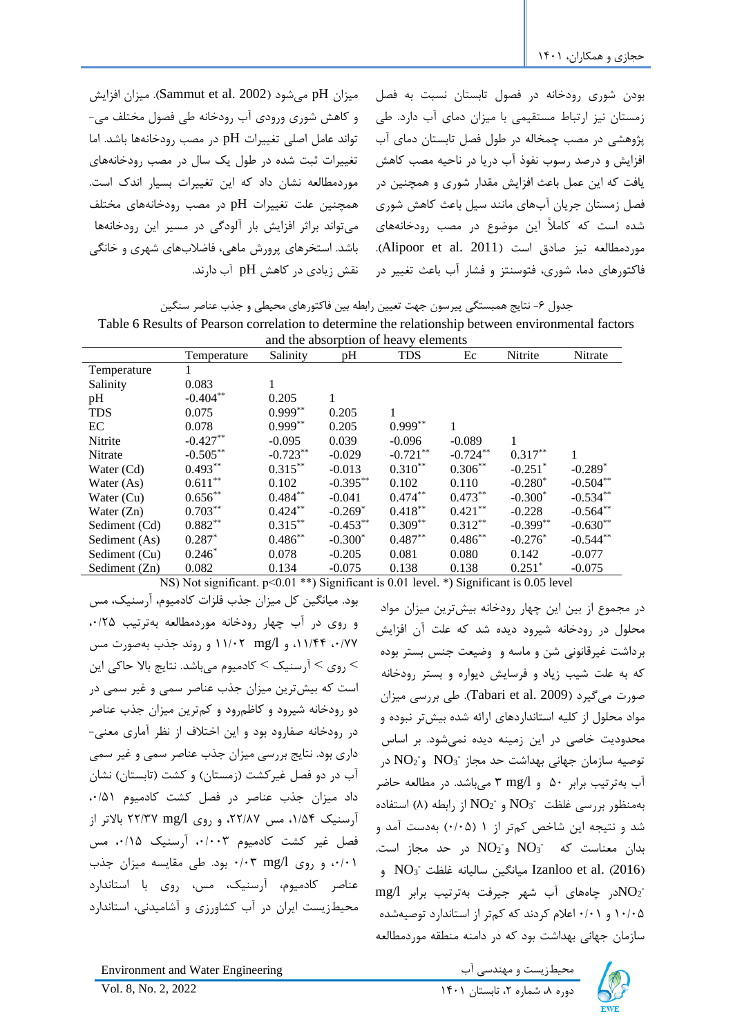بودن شوری رودخانه در فصول تابستان نسبت به فصل زمستان نیز ارتباط مستقیمی با میزان دمای آب دارد. طی پژوهشی در مصب چمخاله در طول فصل تابستان دمای آب افزایش و درصد رسوب نفوذ آب دریا در ناحیه مصب کاهش یافت که این عمل باعث افزایش مقدار شوری و همچنین در فصل زمستان جریان آب‌های مانند سیل باعث کاهش شوری شده است که کاملاً این موضوع در مصب رودخانه‌های موردمطالعه نیز صادق است (Alipoor et al. 2011). فاکتورهای دما، شوری، فتوسنتز و فشار آب باعث تغییر در میزان pH می‌شود (Sammut et al. 2002). میزان افزایش و کاهش شوری ورودی آب رودخانه طی فصول مختلف می‌تواند عامل اصلی تغییرات pH در مصب رودخانه‌ها باشد. اما تغییرات ثبت شده در طول یک سال در مصب رودخانه‌های موردمطالعه نشان داد که این تغییرات بسیار اندک است. همچنین علت تغییرات pH در مصب رودخانه‌های مختلف می‌تواند براثر افزایش بار آلودگی در مسیر این رودخانه‌ها باشد. استخرهای پرورش ماهی، فاضلاب‌های شهری و خانگی نقش زیادی در کاهش pH آب دارند.

جدول ۶- نتایج همبستگی پیرسون جهت تعیین رابطه بین فاکتورهای محیطی و جذب عناصر سنگین

Table 6 Results of Pearson correlation to determine the relationship between environmental factors and the absorption of heavy elements

| | Temperature | Salinity | pH | TDS | Ec | Nitrite | Nitrate |
|---|---|---|---|---|---|---|---|
| Temperature | 1 | | | | | | |
| Salinity | 0.083 | 1 | | | | | |
| pH | -0.404** | 0.205 | 1 | | | | |
| TDS | 0.075 | 0.999** | 0.205 | 1 | | | |
| EC | 0.078 | 0.999** | 0.205 | 0.999** | 1 | | |
| Nitrite | -0.427** | -0.095 | 0.039 | -0.096 | -0.089 | 1 | |
| Nitrate | -0.505** | -0.723** | -0.029 | -0.721** | -0.724** | 0.317** | 1 |
| Water (Cd) | 0.493** | 0.315** | -0.013 | 0.310** | 0.306** | -0.251* | -0.289* |
| Water (As) | 0.611** | 0.102 | -0.395** | 0.102 | 0.110 | -0.280* | -0.504** |
| Water (Cu) | 0.656** | 0.484** | -0.041 | 0.474** | 0.473** | -0.300* | -0.534** |
| Water (Zn) | 0.703** | 0.424** | -0.269* | 0.418** | 0.421** | -0.228 | -0.564** |
| Sediment (Cd) | 0.882** | 0.315** | -0.453** | 0.309** | 0.312** | -0.399** | -0.630** |
| Sediment (As) | 0.287* | 0.486** | -0.300* | 0.487** | 0.486** | -0.276* | -0.544** |
| Sediment (Cu) | 0.246* | 0.078 | -0.205 | 0.081 | 0.080 | 0.142 | -0.077 |
| Sediment (Zn) | 0.082 | 0.134 | -0.075 | 0.138 | 0.138 | 0.251* | -0.075 |

NS) Not significant. p<0.01 **) Significant is 0.01 level. *) Significant is 0.05 level

در مجموع از بین این چهار رودخانه بیش‌ترین میزان مواد محلول در رودخانه شیرود دیده شد که علت آن افزایش برداشت غیرقانونی شن و ماسه و وضعیت جنس بستر بوده که به علت شیب زیاد و فرسایش دیواره و بستر رودخانه صورت می‌گیرد (Tabari et al. 2009). طی بررسی میزان مواد محلول از کلیه استانداردهای ارائه شده بیش‌تر نبوده و محدودیت خاصی در این زمینه دیده نمی‌شود. بر اساس توصیه سازمان جهانی بهداشت حد مجاز $NO_3^-$ و $NO_2^-$ در آب به‌ترتیب برابر ۵۰ و ۳ mg/l می‌باشد. در مطالعه حاضر به‌منظور بررسی غلظت $NO_3^-$ و $NO_2^-$ از رابطه (۸) استفاده شد و نتیجه این شاخص کم‌تر از ۱ (۰/۰۵) به‌دست آمد و بدان معناست که $NO_3^-$ و $NO_2^-$ در حد مجاز است. Izanloo et al. (2016) میانگین سالیانه غلظت $NO_3^-$ و $NO_2^-$ در چاه‌های آب شهر جیرفت به‌ترتیب برابر mg/l ۱۰/۰۵ و ۰/۰۱ اعلام کردند که کم‌تر از استاندارد توصیه‌شده سازمان جهانی بهداشت بود که در دامنه منطقه موردمطالعه بود. میانگین کل میزان جذب فلزات کادمیوم، آرسنیک، مس و روی در آب چهار رودخانه موردمطالعه به‌ترتیب ۰/۲۵، ۰/۷۷، ۱۱/۴۴ و ۱۱/۰۲ mg/l و روند جذب به‌صورت مس > روی > آرسنیک > کادمیوم می‌باشد. نتایج بالا حاکی این است که بیش‌ترین میزان جذب عناصر سمی و غیر سمی در دو رودخانه شیرود و کاظم‌رود و کم‌ترین میزان جذب عناصر در رودخانه صفارود بود و این اختلاف از نظر آماری معنی‌داری بود. نتایج بررسی میزان جذب عناصر سمی و غیر سمی آب در دو فصل غیرکشت (زمستان) و کشت (تابستان) نشان داد میزان جذب عناصر در فصل کشت کادمیوم ۰/۵۱، آرسنیک ۱/۵۴، مس ۲۲/۸۷، و روی ۲۲/۳۷ mg/l بالاتر از فصل غیر کشت کادمیوم ۰/۰۰۳، آرسنیک ۰/۱۵، مس ۰/۰۱، و روی ۰/۰۳ mg/l بود. طی مقایسه میزان جذب عناصر کادمیوم، آرسنیک، مس، روی با استاندارد محیط‌زیست ایران در آب کشاورزی و آشامیدنی، استاندارد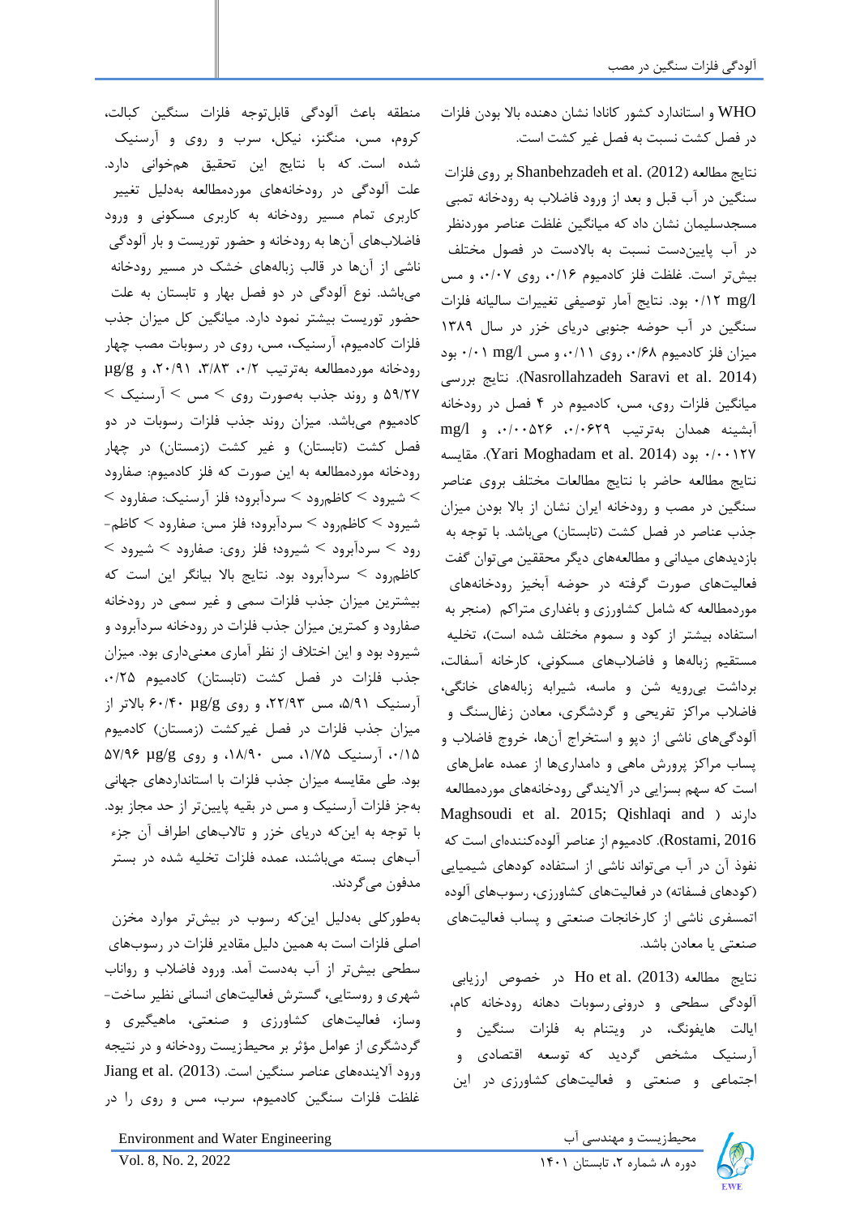WHO و استاندارد کشور کانادا نشان دهنده بالا بودن فلزات در فصل کشت نسبت به فصل غیر کشت است.

نتایج مطالعه Shanbehzadeh et al. (2012) بر روی فلزات سنگین در آب قبل و بعد از ورود فاضلاب به رودخانه تمبی مسجدسلیمان نشان داد که میانگین غلظت عناصر موردنظر در آب پایین‌دست نسبت به بالادست در فصول مختلف بیش‌تر است. غلظت فلز کادمیوم ۰/۱۶، روی ۰/۰۷، و مس ۰/۱۲ mg/l بود. نتایج آمار توصیفی تغییرات سالیانه فلزات سنگین در آب حوضه جنوبی دریای خزر در سال ۱۳۸۹ میزان فلز کادمیوم ۰/۶۸، روی ۰/۱۱، و مس ۰/۰۱ mg/l بود (Nasrollahzadeh Saravi et al. 2014). نتایج بررسی میانگین فلزات روی، مس، کادمیوم در ۴ فصل در رودخانه آبشینه همدان به‌ترتیب ۰/۰۶۲۹، ۰/۰۰۵۲۶، و mg/l ۰/۰۰۱۲۷ بود (Yari Moghadam et al. 2014). مقایسه نتایج مطالعه حاضر با نتایج مطالعات مختلف بروی عناصر سنگین در مصب و رودخانه ایران نشان از بالا بودن میزان جذب عناصر در فصل کشت (تابستان) می‌باشد. با توجه به بازدیدهای میدانی و مطالعه‌های دیگر محققین می‌توان گفت فعالیت‌های صورت گرفته در حوضه آبخیز رودخانه‌های موردمطالعه که شامل کشاورزی و باغداری متراکم (منجر به استفاده بیشتر از کود و سموم مختلف شده است)، تخلیه مستقیم زباله‌ها و فاضلاب‌های مسکونی، کارخانه آسفالت، برداشت بی‌رویه شن و ماسه، شیرابه زباله‌های خانگی، فاضلاب مراکز تفریحی و گردشگری، معادن زغال‌سنگ و آلودگی‌های ناشی از دپو و استخراج آن‌ها، خروج فاضلاب و پساب مراکز پرورش ماهی و دامداری‌ها از عمده عامل‌های است که سهم بسزایی در آلایندگی رودخانه‌های موردمطالعه دارند (Maghsoudi et al. 2015; Qishlaqi and Rostami, 2016). کادمیوم از عناصر آلوده‌کننده‌ای است که نفوذ آن در آب می‌تواند ناشی از استفاده کودهای شیمیایی (کودهای فسفاته) در فعالیت‌های کشاورزی، رسوب‌های آلوده اتمسفری ناشی از کارخانجات صنعتی و پساب فعالیت‌های صنعتی یا معادن باشد.

نتایج مطالعه Ho et al. (2013) در خصوص ارزیابی آلودگی سطحی و درونی رسوبات دهانه رودخانه کام، ایالت هایفونگ، در ویتنام به فلزات سنگین و آرسنیک مشخص گردید که توسعه اقتصادی و اجتماعی و صنعتی و فعالیت‌های کشاورزی در این منطقه باعث آلودگی قابل‌توجه فلزات سنگین کبالت، کروم، مس، منگنز، نیکل، سرب و روی و آرسنیک شده است. که با نتایج این تحقیق هم‌خوانی دارد. علت آلودگی در رودخانه‌های موردمطالعه به‌دلیل تغییر کاربری تمام مسیر رودخانه به کاربری مسکونی و ورود فاضلاب‌های آن‌ها به رودخانه و حضور توریست و بار آلودگی ناشی از آن‌ها در قالب زباله‌های خشک در مسیر رودخانه می‌باشد. نوع آلودگی در دو فصل بهار و تابستان به علت حضور توریست بیشتر نمود دارد. میانگین کل میزان جذب فلزات کادمیوم، آرسنیک، مس، روی در رسوبات مصب چهار رودخانه موردمطالعه به‌ترتیب ۰/۲، ۳/۸۳، ۲۰/۹۱، و µg/g ۵۹/۲۷ و روند جذب به‌صورت روی > مس > آرسنیک > کادمیوم می‌باشد. میزان روند جذب فلزات رسوبات در دو فصل کشت (تابستان) و غیر کشت (زمستان) در چهار رودخانه موردمطالعه به این صورت که فلز کادمیوم: صفارود > شیرود > کاظم‌رود > سردآبرود؛ فلز آرسنیک: صفارود > شیرود > کاظم‌رود > سردآبرود؛ فلز مس: صفارود > کاظم‌رود > سردآبرود > شیرود؛ فلز روی: صفارود > شیرود > کاظم‌رود > سردآبرود بود. نتایج بالا بیانگر این است که بیشترین میزان جذب فلزات سمی و غیر سمی در رودخانه صفارود و کمترین میزان جذب فلزات در رودخانه سردآبرود و شیرود بود و این اختلاف از نظر آماری معنی‌داری بود. میزان جذب فلزات در فصل کشت (تابستان) کادمیوم ۰/۲۵، آرسنیک ۵/۹۱، مس ۲۲/۹۳، و روی µg/g ۶۰/۴۰ بالاتر از میزان جذب فلزات در فصل غیرکشت (زمستان) کادمیوم ۰/۱۵، آرسنیک ۱/۷۵، مس ۱۸/۹۰، و روی µg/g ۵۷/۹۶ بود. طی مقایسه میزان جذب فلزات با استانداردهای جهانی به‌جز فلزات آرسنیک و مس در بقیه پایین‌تر از حد مجاز بود. با توجه به این‌که دریای خزر و تالاب‌های اطراف آن جزء آب‌های بسته می‌باشند، عمده فلزات تخلیه شده در بستر مدفون می‌گردند.

به‌طورکلی به‌دلیل این‌که رسوب در بیش‌تر موارد مخزن اصلی فلزات است به همین دلیل مقادیر فلزات در رسوب‌های سطحی بیش‌تر از آب به‌دست آمد. ورود فاضلاب و رواناب شهری و روستایی، گسترش فعالیت‌های انسانی نظیر ساخت-وساز، فعالیت‌های کشاورزی و صنعتی، ماهیگیری و گردشگری از عوامل مؤثر بر محیط‌زیست رودخانه و در نتیجه ورود آلاینده‌های عناصر سنگین است. Jiang et al. (2013) غلظت فلزات سنگین کادمیوم، سرب، مس و روی را در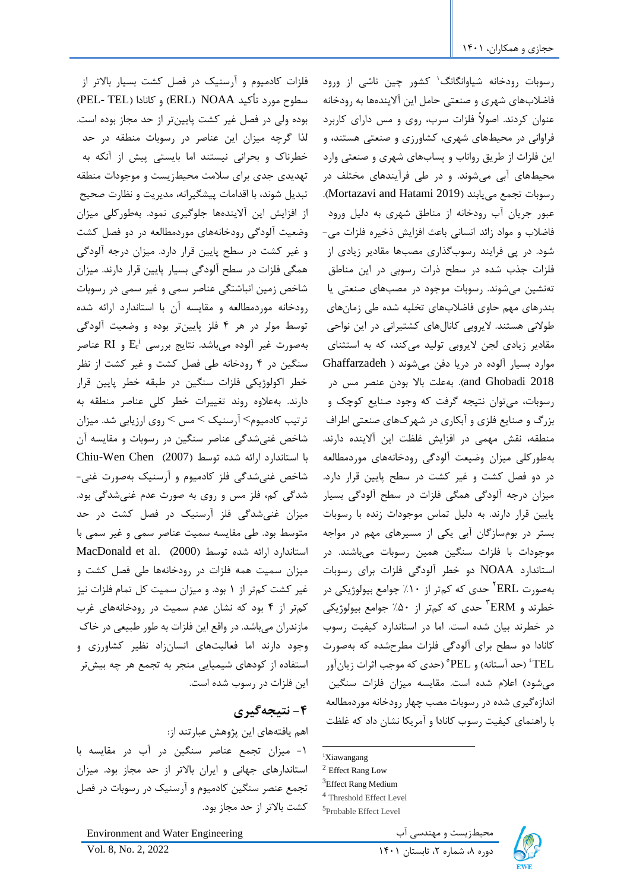رسوبات رودخانه شیاوانگانگ[1] کشور چین ناشی از ورود فاضلاب‌های شهری و صنعتی حامل این آلاینده‌ها به رودخانه عنوان کردند. اصولاً فلزات سرب، روی و مس دارای کاربرد فراوانی در محیط‌های شهری، کشاورزی و صنعتی هستند، و این فلزات از طریق رواناب و پساب‌های شهری و صنعتی وارد محیط‌های آبی می‌شوند. و در طی فرآیندهای مختلف در رسوبات تجمع می‌یابند (Mortazavi and Hatami 2019).

عبور جریان آب رودخانه از مناطق شهری به دلیل ورود فاضلاب و مواد زائد انسانی باعث افزایش ذخیره فلزات می‌شود. در پی فرایند رسوب‌گذاری مصب‌ها مقادیر زیادی از فلزات جذب شده در سطح ذرات رسوبی در این مناطق تهنشین می‌شوند. رسوبات موجود در مصب‌های صنعتی یا بندرهای مهم حاوی فاضلاب‌های تخلیه شده طی زمان‌های طولانی هستند. لایروبی کانال‌های کشتیرانی در این نواحی مقادیر زیادی لجن لایروبی تولید می‌کند، که به استثنای موارد بسیار آلوده در دریا دفن می‌شوند (Ghaffarzadeh and Ghobadi 2018). به‌علت بالا بودن عنصر مس در رسوبات، می‌توان نتیجه گرفت که وجود صنایع کوچک و بزرگ و صنایع فلزی و آبکاری در شهرک‌های صنعتی اطراف منطقه، نقش مهمی در افزایش غلظت این آلاینده دارند. به‌طورکلی میزان وضعیت آلودگی رودخانه‌های موردمطالعه در دو فصل کشت و غیر کشت در سطح پایین قرار دارد. میزان درجه آلودگی همگی فلزات در سطح آلودگی بسیار پایین قرار دارند. به دلیل تماس موجودات زنده با رسوبات بستر در بوم‌سازگان آبی یکی از مسیرهای مهم در مواجه موجودات با فلزات سنگین همین رسوبات می‌باشند. در استاندارد NOAA دو خطر آلودگی فلزات برای رسوبات به‌صورت ERL[2] حدی که کم‌تر از ۱۰٪ جوامع بیولوژیکی در خطرند و ERM[3] حدی که کم‌تر از ۵۰٪ جوامع بیولوژیکی در خطرند بیان شده است. اما در استاندارد کیفیت رسوب کانادا دو سطح برای آلودگی فلزات مطرح‌شده که به‌صورت TEL[4] (حد آستانه) و PEL[5] (حدی که موجب اثرات زیان‌آور می‌شود) اعلام شده است. مقایسه میزان فلزات سنگین اندازه‌گیری شده در رسوبات مصب چهار رودخانه موردمطالعه با راهنمای کیفیت رسوب کانادا و آمریکا نشان داد که غلظت فلزات کادمیوم و آرسنیک در فصل کشت بسیار بالاتر از سطوح مورد تأکید NOAA (ERL) و کانادا (PEL- TEL) بوده ولی در فصل غیر کشت پایین‌تر از حد مجاز بوده است. لذا گرچه میزان این عناصر در رسوبات منطقه در حد خطرناک و بحرانی نیستند اما بایستی پیش از آنکه به تهدیدی جدی برای سلامت محیط‌زیست و موجودات منطقه تبدیل شوند، با اقدامات پیشگیرانه، مدیریت و نظارت صحیح از افزایش این آلاینده‌ها جلوگیری نمود. به‌طورکلی میزان وضعیت آلودگی رودخانه‌های موردمطالعه در دو فصل کشت و غیر کشت در سطح پایین قرار دارد. میزان درجه آلودگی همگی فلزات در سطح آلودگی بسیار پایین قرار دارند. میزان شاخص زمین انباشتگی عناصر سمی و غیر سمی در رسوبات رودخانه موردمطالعه و مقایسه آن با استاندارد ارائه شده توسط مولر در هر ۴ فلز پایین‌تر بوده و وضعیت آلودگی به‌صورت غیر آلوده می‌باشد. نتایج بررسی $E_r^i$ و RI عناصر سنگین در ۴ رودخانه طی فصل کشت و غیر کشت از نظر خطر اکولوژیکی فلزات سنگین در طبقه خطر پایین قرار دارند. به‌علاوه روند تغییرات خطر کلی عناصر منطقه به ترتیب کادمیوم> آرسنیک > مس > روی ارزیابی شد. میزان شاخص غنی‌شدگی عناصر سنگین در رسوبات و مقایسه آن با استاندارد ارائه شده توسط Chiu-Wen Chen (2007) شاخص غنی‌شدگی فلز کادمیوم و آرسنیک به‌صورت غنی‌شدگی کم، فلز مس و روی به صورت عدم غنی‌شدگی بود. میزان غنی‌شدگی فلز آرسنیک در فصل کشت در حد متوسط بود. طی مقایسه سمیت عناصر سمی و غیر سمی با استاندارد ارائه شده توسط MacDonald et al. (2000) میزان سمیت همه فلزات در رودخانه‌ها طی فصل کشت و غیر کشت کم‌تر از ۱ بود. و میزان سمیت کل تمام فلزات نیز کم‌تر از ۴ بود که نشان عدم سمیت در رودخانه‌های غرب مازندران می‌باشد. در واقع این فلزات به طور طبیعی در خاک وجود دارند اما فعالیت‌های انسان‌زاد نظیر کشاورزی و استفاده از کودهای شیمیایی منجر به تجمع هر چه بیش‌تر این فلزات در رسوب شده است.

## ۴- نتیجه‌گیری

اهم یافته‌های این پژوهش عبارتند از:

۱- میزان تجمع عناصر سنگین در آب در مقایسه با استانداردهای جهانی و ایران بالاتر از حد مجاز بود. میزان تجمع عنصر سنگین کادمیوم و آرسنیک در رسوبات در فصل کشت بالاتر از حد مجاز بود.

---

[1] Xiawangang
[2] Effect Rang Low
[3] Effect Rang Medium
[4] Threshold Effect Level
[5] Probable Effect Level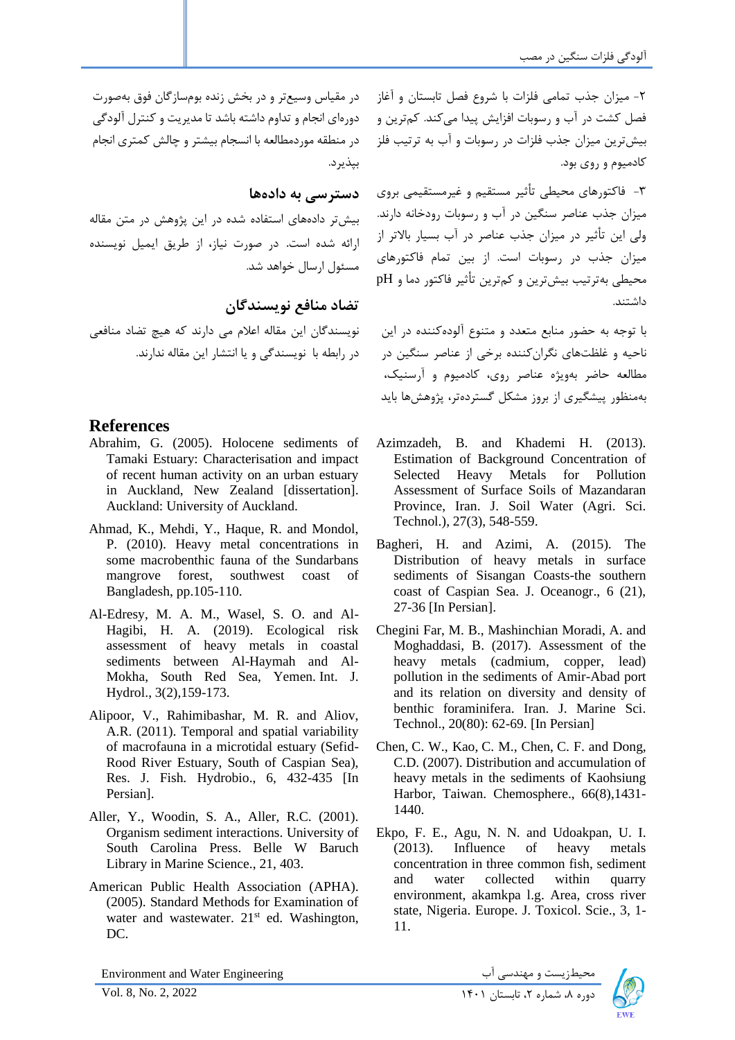۲- میزان جذب تمامی فلزات با شروع فصل تابستان و آغاز فصل کشت در آب و رسوبات افزایش پیدا می‌کند. کم‌ترین و بیش‌ترین میزان جذب فلزات در رسوبات و آب به ترتیب فلز کادمیوم و روی بود.

۳- فاکتورهای محیطی تأثیر مستقیم و غیرمستقیمی بروی میزان جذب عناصر سنگین در آب و رسوبات رودخانه دارند. ولی این تأثیر در میزان جذب عناصر در آب بسیار بالاتر از میزان جذب در رسوبات است. از بین تمام فاکتورهای محیطی به‌ترتیب بیش‌ترین و کم‌ترین تأثیر فاکتور دما و pH داشتند.

با توجه به حضور منابع متعدد و متنوع آلوده‌کننده در این ناحیه و غلظت‌های نگران‌کننده برخی از عناصر سنگین در مطالعه حاضر به‌ویژه عناصر روی، کادمیوم و آرسنیک، به‌منظور پیشگیری از بروز مشکل گسترده‌تر، پژوهش‌ها باید در مقیاس وسیع‌تر و در بخش زنده بوم‌سازگان فوق به‌صورت دوره‌ای انجام و تداوم داشته باشد تا مدیریت و کنترل آلودگی در منطقه موردمطالعه با انسجام بیشتر و چالش کمتری انجام بپذیرد.

## دسترسی به داده‌ها

بیش‌تر داده‌های استفاده شده در این پژوهش در متن مقاله ارائه شده است. در صورت نیاز، از طریق ایمیل نویسنده مسئول ارسال خواهد شد.

## تضاد منافع نویسندگان

نویسندگان این مقاله اعلام می دارند که هیچ تضاد منافعی در رابطه با نویسندگی و یا انتشار این مقاله ندارند.

## References

Abrahim, G. (2005). Holocene sediments of Tamaki Estuary: Characterisation and impact of recent human activity on an urban estuary in Auckland, New Zealand [dissertation]. Auckland: University of Auckland.

Ahmad, K., Mehdi, Y., Haque, R. and Mondol, P. (2010). Heavy metal concentrations in some macrobenthic fauna of the Sundarbans mangrove forest, southwest coast of Bangladesh, pp.105-110.

Al-Edresy, M. A. M., Wasel, S. O. and Al-Hagibi, H. A. (2019). Ecological risk assessment of heavy metals in coastal sediments between Al-Haymah and Al-Mokha, South Red Sea, Yemen. Int. J. Hydrol., 3(2),159-173.

Alipoor, V., Rahimibashar, M. R. and Aliov, A.R. (2011). Temporal and spatial variability of macrofauna in a microtidal estuary (Sefid-Rood River Estuary, South of Caspian Sea), Res. J. Fish. Hydrobio., 6, 432-435 [In Persian].

Aller, Y., Woodin, S. A., Aller, R.C. (2001). Organism sediment interactions. University of South Carolina Press. Belle W Baruch Library in Marine Science., 21, 403.

American Public Health Association (APHA). (2005). Standard Methods for Examination of water and wastewater. 21st ed. Washington, DC.

Azimzadeh, B. and Khademi H. (2013). Estimation of Background Concentration of Selected Heavy Metals for Pollution Assessment of Surface Soils of Mazandaran Province, Iran. J. Soil Water (Agri. Sci. Technol.), 27(3), 548-559.

Bagheri, H. and Azimi, A. (2015). The Distribution of heavy metals in surface sediments of Sisangan Coasts-the southern coast of Caspian Sea. J. Oceanogr., 6 (21), 27-36 [In Persian].

Chegini Far, M. B., Mashinchian Moradi, A. and Moghaddasi, B. (2017). Assessment of the heavy metals (cadmium, copper, lead) pollution in the sediments of Amir-Abad port and its relation on diversity and density of benthic foraminifera. Iran. J. Marine Sci. Technol., 20(80): 62-69. [In Persian]

Chen, C. W., Kao, C. M., Chen, C. F. and Dong, C.D. (2007). Distribution and accumulation of heavy metals in the sediments of Kaohsiung Harbor, Taiwan. Chemosphere., 66(8),1431-1440.

Ekpo, F. E., Agu, N. N. and Udoakpan, U. I. (2013). Influence of heavy metals concentration in three common fish, sediment and water collected within quarry environment, akamkpa l.g. Area, cross river state, Nigeria. Europe. J. Toxicol. Scie., 3, 1-11.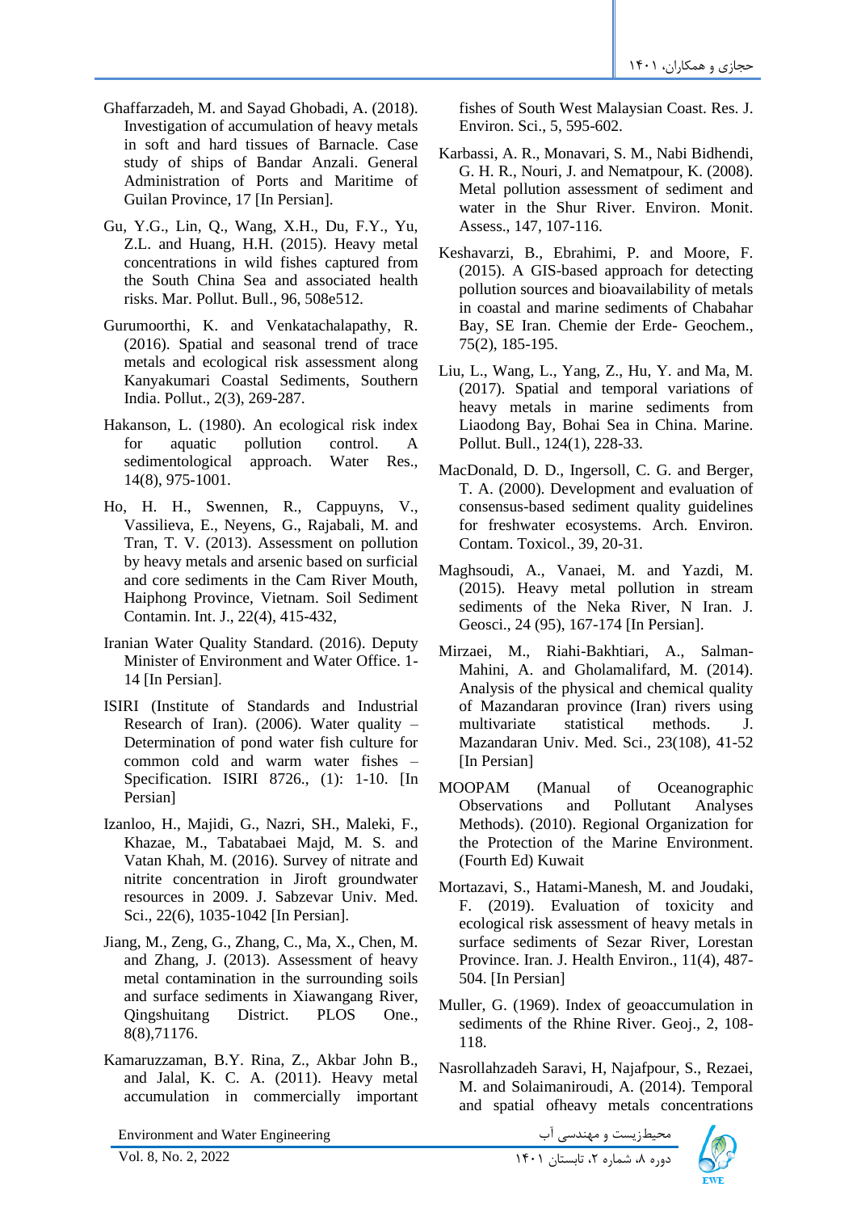Ghaffarzadeh, M. and Sayad Ghobadi, A. (2018). Investigation of accumulation of heavy metals in soft and hard tissues of Barnacle. Case study of ships of Bandar Anzali. General Administration of Ports and Maritime of Guilan Province, 17 [In Persian].

Gu, Y.G., Lin, Q., Wang, X.H., Du, F.Y., Yu, Z.L. and Huang, H.H. (2015). Heavy metal concentrations in wild fishes captured from the South China Sea and associated health risks. Mar. Pollut. Bull., 96, 508e512.

Gurumoorthi, K. and Venkatachalapathy, R. (2016). Spatial and seasonal trend of trace metals and ecological risk assessment along Kanyakumari Coastal Sediments, Southern India. Pollut., 2(3), 269-287.

Hakanson, L. (1980). An ecological risk index for aquatic pollution control. A sedimentological approach. Water Res., 14(8), 975-1001.

Ho, H. H., Swennen, R., Cappuyns, V., Vassilieva, E., Neyens, G., Rajabali, M. and Tran, T. V. (2013). Assessment on pollution by heavy metals and arsenic based on surficial and core sediments in the Cam River Mouth, Haiphong Province, Vietnam. Soil Sediment Contamin. Int. J., 22(4), 415-432,

Iranian Water Quality Standard. (2016). Deputy Minister of Environment and Water Office. 1-14 [In Persian].

ISIRI (Institute of Standards and Industrial Research of Iran). (2006). Water quality – Determination of pond water fish culture for common cold and warm water fishes – Specification. ISIRI 8726., (1): 1-10. [In Persian]

Izanloo, H., Majidi, G., Nazri, SH., Maleki, F., Khazae, M., Tabatabaei Majd, M. S. and Vatan Khah, M. (2016). Survey of nitrate and nitrite concentration in Jiroft groundwater resources in 2009. J. Sabzevar Univ. Med. Sci., 22(6), 1035-1042 [In Persian].

Jiang, M., Zeng, G., Zhang, C., Ma, X., Chen, M. and Zhang, J. (2013). Assessment of heavy metal contamination in the surrounding soils and surface sediments in Xiawangang River, Qingshuitang District. PLOS One., 8(8),71176.

Kamaruzzaman, B.Y. Rina, Z., Akbar John B., and Jalal, K. C. A. (2011). Heavy metal accumulation in commercially important fishes of South West Malaysian Coast. Res. J. Environ. Sci., 5, 595-602.

Karbassi, A. R., Monavari, S. M., Nabi Bidhendi, G. H. R., Nouri, J. and Nematpour, K. (2008). Metal pollution assessment of sediment and water in the Shur River. Environ. Monit. Assess., 147, 107-116.

Keshavarzi, B., Ebrahimi, P. and Moore, F. (2015). A GIS-based approach for detecting pollution sources and bioavailability of metals in coastal and marine sediments of Chabahar Bay, SE Iran. Chemie der Erde- Geochem., 75(2), 185-195.

Liu, L., Wang, L., Yang, Z., Hu, Y. and Ma, M. (2017). Spatial and temporal variations of heavy metals in marine sediments from Liaodong Bay, Bohai Sea in China. Marine. Pollut. Bull., 124(1), 228-33.

MacDonald, D. D., Ingersoll, C. G. and Berger, T. A. (2000). Development and evaluation of consensus-based sediment quality guidelines for freshwater ecosystems. Arch. Environ. Contam. Toxicol., 39, 20-31.

Maghsoudi, A., Vanaei, M. and Yazdi, M. (2015). Heavy metal pollution in stream sediments of the Neka River, N Iran. J. Geosci., 24 (95), 167-174 [In Persian].

Mirzaei, M., Riahi-Bakhtiari, A., Salman-Mahini, A. and Gholamalifard, M. (2014). Analysis of the physical and chemical quality of Mazandaran province (Iran) rivers using multivariate statistical methods. J. Mazandaran Univ. Med. Sci., 23(108), 41-52 [In Persian]

MOOPAM (Manual of Oceanographic Observations and Pollutant Analyses Methods). (2010). Regional Organization for the Protection of the Marine Environment. (Fourth Ed) Kuwait

Mortazavi, S., Hatami-Manesh, M. and Joudaki, F. (2019). Evaluation of toxicity and ecological risk assessment of heavy metals in surface sediments of Sezar River, Lorestan Province. Iran. J. Health Environ., 11(4), 487-504. [In Persian]

Muller, G. (1969). Index of geoaccumulation in sediments of the Rhine River. Geoj., 2, 108-118.

Nasrollahzadeh Saravi, H, Najafpour, S., Rezaei, M. and Solaimaniroudi, A. (2014). Temporal and spatial ofheavy metals concentrations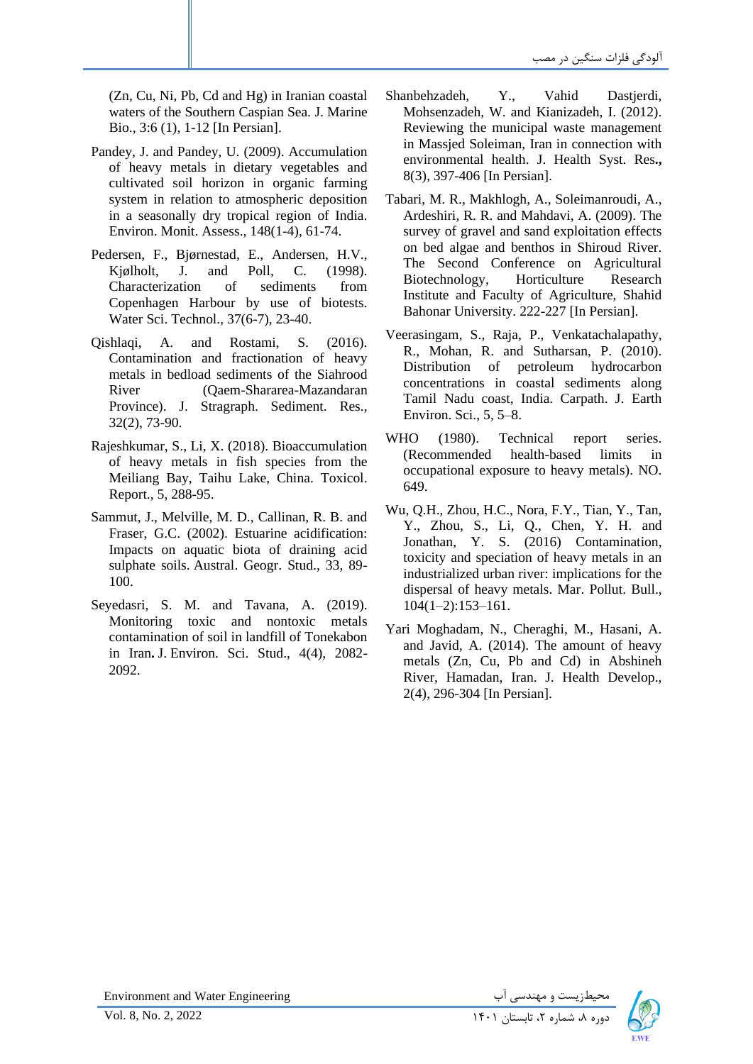(Zn, Cu, Ni, Pb, Cd and Hg) in Iranian coastal waters of the Southern Caspian Sea. J. Marine Bio., 3:6 (1), 1-12 [In Persian].

Pandey, J. and Pandey, U. (2009). Accumulation of heavy metals in dietary vegetables and cultivated soil horizon in organic farming system in relation to atmospheric deposition in a seasonally dry tropical region of India. Environ. Monit. Assess., 148(1-4), 61-74.

Pedersen, F., Bjørnestad, E., Andersen, H.V., Kjølholt, J. and Poll, C. (1998). Characterization of sediments from Copenhagen Harbour by use of biotests. Water Sci. Technol., 37(6-7), 23-40.

Qishlaqi, A. and Rostami, S. (2016). Contamination and fractionation of heavy metals in bedload sediments of the Siahrood River (Qaem-Shararea-Mazandaran Province). J. Stragraph. Sediment. Res., 32(2), 73-90.

Rajeshkumar, S., Li, X. (2018). Bioaccumulation of heavy metals in fish species from the Meiliang Bay, Taihu Lake, China. Toxicol. Report., 5, 288-95.

Sammut, J., Melville, M. D., Callinan, R. B. and Fraser, G.C. (2002). Estuarine acidification: Impacts on aquatic biota of draining acid sulphate soils. Austral. Geogr. Stud., 33, 89-100.

Seyedasri, S. M. and Tavana, A. (2019). Monitoring toxic and nontoxic metals contamination of soil in landfill of Tonekabon in Iran**.** J. Environ. Sci. Stud., 4(4), 2082-2092.

Shanbehzadeh, Y., Vahid Dastjerdi, Mohsenzadeh, W. and Kianizadeh, I. (2012). Reviewing the municipal waste management in Massjed Soleiman, Iran in connection with environmental health. J. Health Syst. Res**.,** 8(3), 397-406 [In Persian].

Tabari, M. R., Makhlogh, A., Soleimanroudi, A., Ardeshiri, R. R. and Mahdavi, A. (2009). The survey of gravel and sand exploitation effects on bed algae and benthos in Shiroud River. The Second Conference on Agricultural Biotechnology, Horticulture Research Institute and Faculty of Agriculture, Shahid Bahonar University. 222-227 [In Persian].

Veerasingam, S., Raja, P., Venkatachalapathy, R., Mohan, R. and Sutharsan, P. (2010). Distribution of petroleum hydrocarbon concentrations in coastal sediments along Tamil Nadu coast, India. Carpath. J. Earth Environ. Sci., 5, 5–8.

WHO (1980). Technical report series. (Recommended health-based limits in occupational exposure to heavy metals). NO. 649.

Wu, Q.H., Zhou, H.C., Nora, F.Y., Tian, Y., Tan, Y., Zhou, S., Li, Q., Chen, Y. H. and Jonathan, Y. S. (2016) Contamination, toxicity and speciation of heavy metals in an industrialized urban river: implications for the dispersal of heavy metals. Mar. Pollut. Bull., 104(1–2):153–161.

Yari Moghadam, N., Cheraghi, M., Hasani, A. and Javid, A. (2014). The amount of heavy metals (Zn, Cu, Pb and Cd) in Abshineh River, Hamadan, Iran. J. Health Develop., 2(4), 296-304 [In Persian].